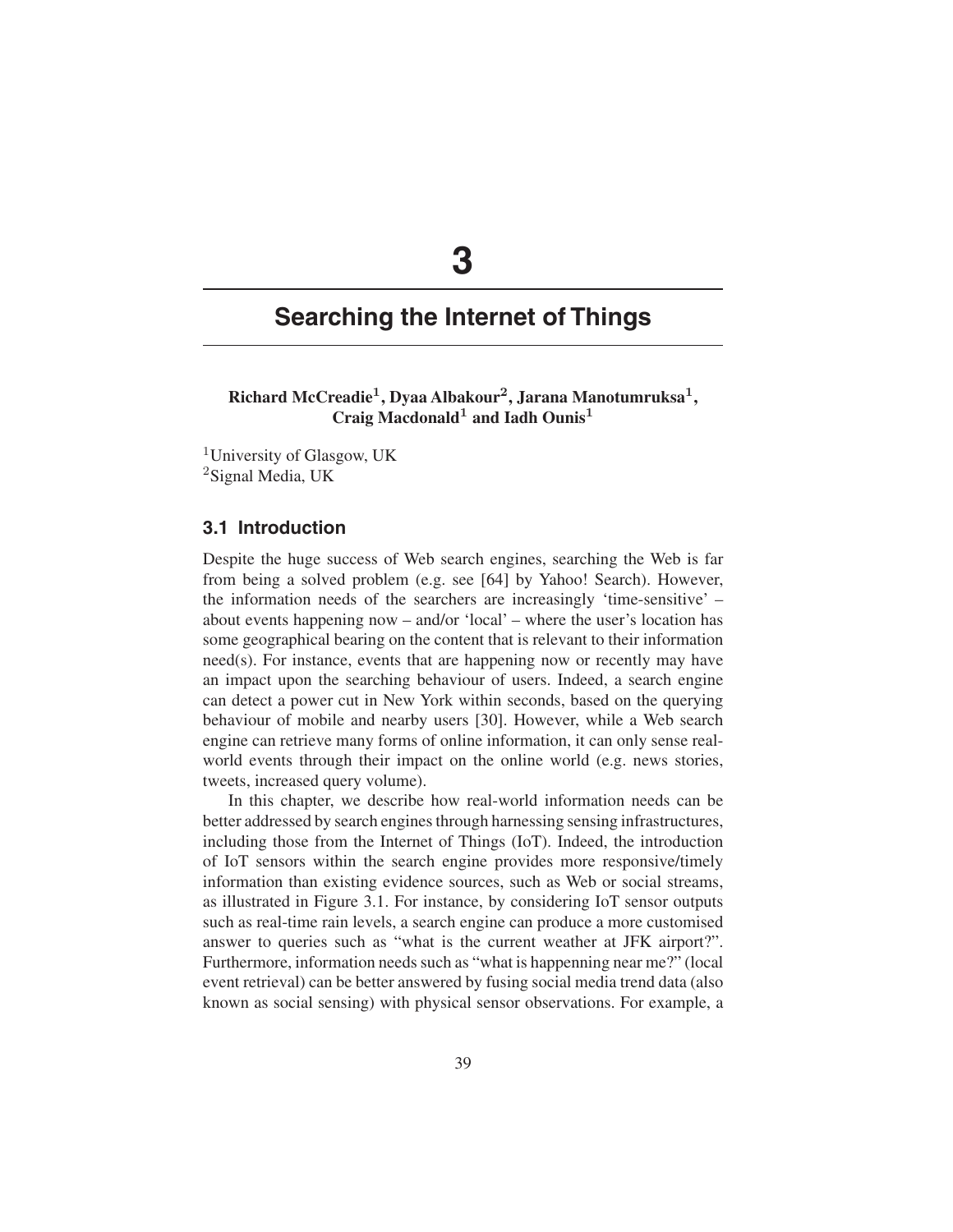# 3

# Searching the Internet of Things

**Richard McCreadie[1], Dyaa Albakour[2], Jarana Manotumruksa[1], Craig Macdonald[1] and Iadh Ounis[1]**

[1]University of Glasgow, UK
[2]Signal Media, UK

## 3.1 Introduction

Despite the huge success of Web search engines, searching the Web is far from being a solved problem (e.g. see [64] by Yahoo! Search). However, the information needs of the searchers are increasingly 'time-sensitive' – about events happening now – and/or 'local' – where the user's location has some geographical bearing on the content that is relevant to their information need(s). For instance, events that are happening now or recently may have an impact upon the searching behaviour of users. Indeed, a search engine can detect a power cut in New York within seconds, based on the querying behaviour of mobile and nearby users [30]. However, while a Web search engine can retrieve many forms of online information, it can only sense real-world events through their impact on the online world (e.g. news stories, tweets, increased query volume).

In this chapter, we describe how real-world information needs can be better addressed by search engines through harnessing sensing infrastructures, including those from the Internet of Things (IoT). Indeed, the introduction of IoT sensors within the search engine provides more responsive/timely information than existing evidence sources, such as Web or social streams, as illustrated in Figure 3.1. For instance, by considering IoT sensor outputs such as real-time rain levels, a search engine can produce a more customised answer to queries such as "what is the current weather at JFK airport?". Furthermore, information needs such as "what is happenning near me?" (local event retrieval) can be better answered by fusing social media trend data (also known as social sensing) with physical sensor observations. For example, a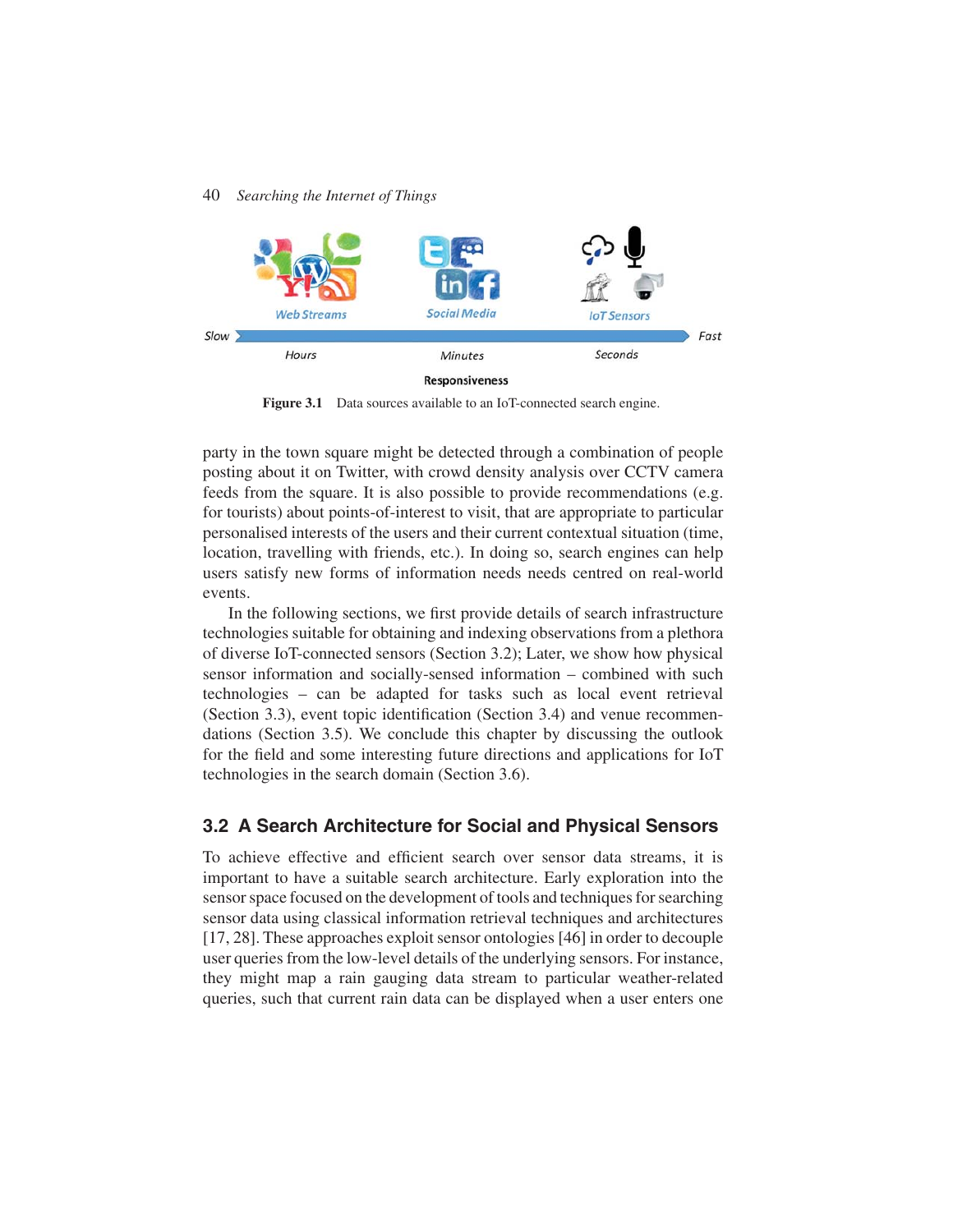Figure 3.1 Data sources available to an IoT-connected search engine.

party in the town square might be detected through a combination of people posting about it on Twitter, with crowd density analysis over CCTV camera feeds from the square. It is also possible to provide recommendations (e.g. for tourists) about points-of-interest to visit, that are appropriate to particular personalised interests of the users and their current contextual situation (time, location, travelling with friends, etc.). In doing so, search engines can help users satisfy new forms of information needs needs centred on real-world events.

In the following sections, we first provide details of search infrastructure technologies suitable for obtaining and indexing observations from a plethora of diverse IoT-connected sensors (Section 3.2); Later, we show how physical sensor information and socially-sensed information – combined with such technologies – can be adapted for tasks such as local event retrieval (Section 3.3), event topic identification (Section 3.4) and venue recommendations (Section 3.5). We conclude this chapter by discussing the outlook for the field and some interesting future directions and applications for IoT technologies in the search domain (Section 3.6).

## 3.2 A Search Architecture for Social and Physical Sensors

To achieve effective and efficient search over sensor data streams, it is important to have a suitable search architecture. Early exploration into the sensor space focused on the development of tools and techniques for searching sensor data using classical information retrieval techniques and architectures [17, 28]. These approaches exploit sensor ontologies [46] in order to decouple user queries from the low-level details of the underlying sensors. For instance, they might map a rain gauging data stream to particular weather-related queries, such that current rain data can be displayed when a user enters one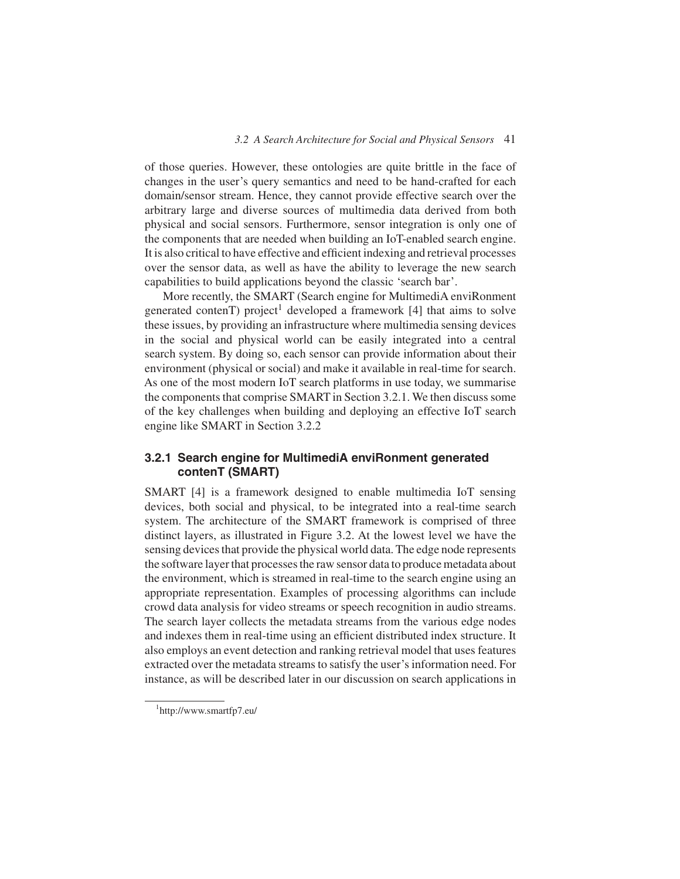of those queries. However, these ontologies are quite brittle in the face of changes in the user's query semantics and need to be hand-crafted for each domain/sensor stream. Hence, they cannot provide effective search over the arbitrary large and diverse sources of multimedia data derived from both physical and social sensors. Furthermore, sensor integration is only one of the components that are needed when building an IoT-enabled search engine. It is also critical to have effective and efficient indexing and retrieval processes over the sensor data, as well as have the ability to leverage the new search capabilities to build applications beyond the classic 'search bar'.

More recently, the SMART (Search engine for MultimediA enviRonment generated contenT) project[1] developed a framework [4] that aims to solve these issues, by providing an infrastructure where multimedia sensing devices in the social and physical world can be easily integrated into a central search system. By doing so, each sensor can provide information about their environment (physical or social) and make it available in real-time for search. As one of the most modern IoT search platforms in use today, we summarise the components that comprise SMART in Section 3.2.1. We then discuss some of the key challenges when building and deploying an effective IoT search engine like SMART in Section 3.2.2

### 3.2.1 Search engine for MultimediA enviRonment generated contenT (SMART)

SMART [4] is a framework designed to enable multimedia IoT sensing devices, both social and physical, to be integrated into a real-time search system. The architecture of the SMART framework is comprised of three distinct layers, as illustrated in Figure 3.2. At the lowest level we have the sensing devices that provide the physical world data. The edge node represents the software layer that processes the raw sensor data to produce metadata about the environment, which is streamed in real-time to the search engine using an appropriate representation. Examples of processing algorithms can include crowd data analysis for video streams or speech recognition in audio streams. The search layer collects the metadata streams from the various edge nodes and indexes them in real-time using an efficient distributed index structure. It also employs an event detection and ranking retrieval model that uses features extracted over the metadata streams to satisfy the user's information need. For instance, as will be described later in our discussion on search applications in

[1] http://www.smartfp7.eu/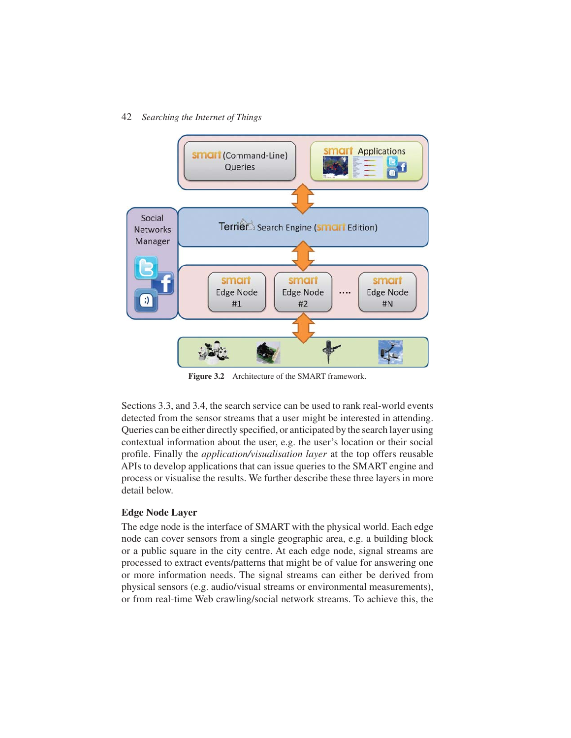Figure 3.2 Architecture of the SMART framework.

Sections 3.3, and 3.4, the search service can be used to rank real-world events detected from the sensor streams that a user might be interested in attending. Queries can be either directly specified, or anticipated by the search layer using contextual information about the user, e.g. the user's location or their social profile. Finally the *application/visualisation layer* at the top offers reusable APIs to develop applications that can issue queries to the SMART engine and process or visualise the results. We further describe these three layers in more detail below.

### Edge Node Layer

The edge node is the interface of SMART with the physical world. Each edge node can cover sensors from a single geographic area, e.g. a building block or a public square in the city centre. At each edge node, signal streams are processed to extract events/patterns that might be of value for answering one or more information needs. The signal streams can either be derived from physical sensors (e.g. audio/visual streams or environmental measurements), or from real-time Web crawling/social network streams. To achieve this, the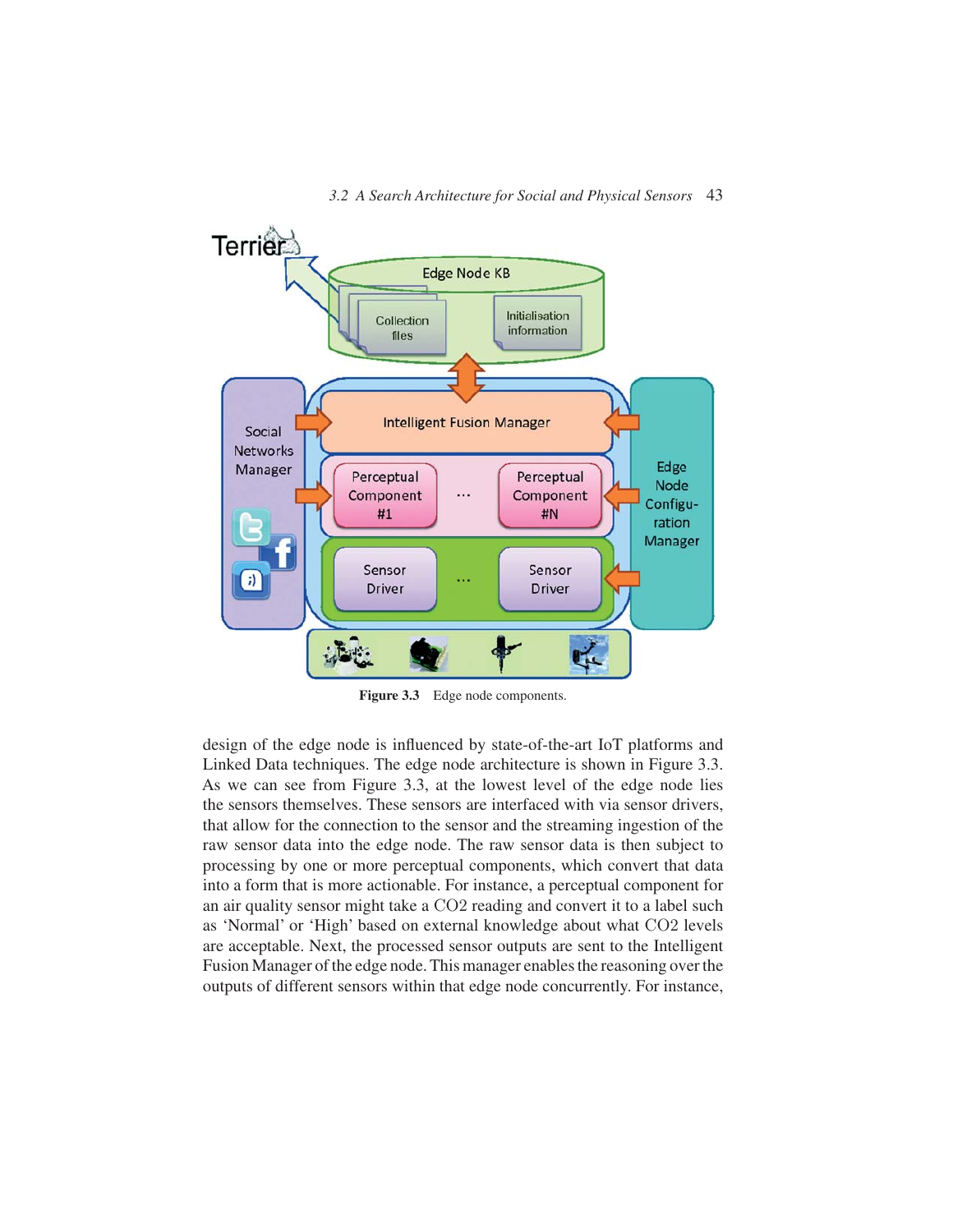Figure 3.3 Edge node components.

design of the edge node is influenced by state-of-the-art IoT platforms and Linked Data techniques. The edge node architecture is shown in Figure 3.3. As we can see from Figure 3.3, at the lowest level of the edge node lies the sensors themselves. These sensors are interfaced with via sensor drivers, that allow for the connection to the sensor and the streaming ingestion of the raw sensor data into the edge node. The raw sensor data is then subject to processing by one or more perceptual components, which convert that data into a form that is more actionable. For instance, a perceptual component for an air quality sensor might take a $CO_2$ reading and convert it to a label such as ‘Normal’ or ‘High’ based on external knowledge about what $CO_2$ levels are acceptable. Next, the processed sensor outputs are sent to the Intelligent Fusion Manager of the edge node. This manager enables the reasoning over the outputs of different sensors within that edge node concurrently. For instance,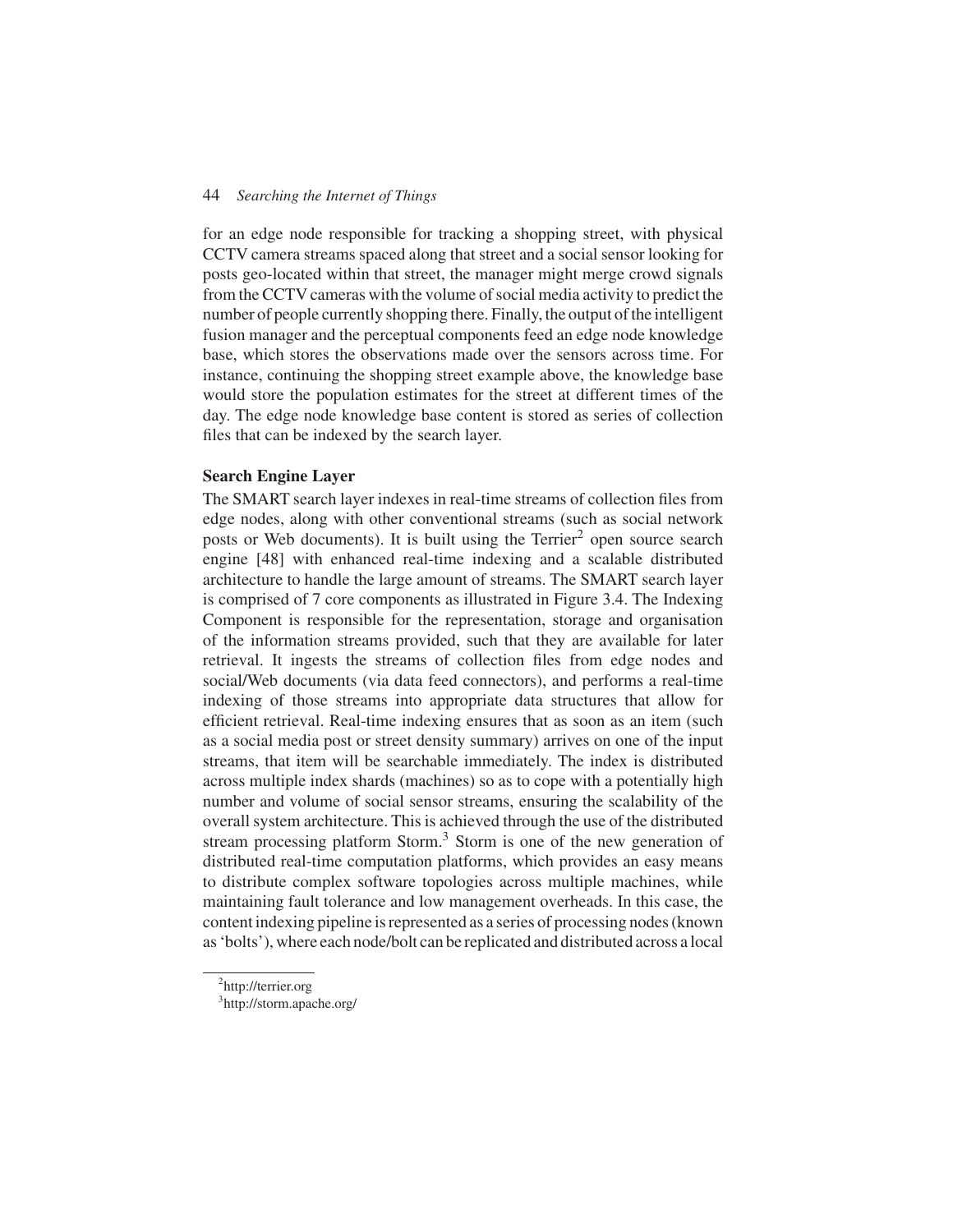for an edge node responsible for tracking a shopping street, with physical CCTV camera streams spaced along that street and a social sensor looking for posts geo-located within that street, the manager might merge crowd signals from the CCTV cameras with the volume of social media activity to predict the number of people currently shopping there. Finally, the output of the intelligent fusion manager and the perceptual components feed an edge node knowledge base, which stores the observations made over the sensors across time. For instance, continuing the shopping street example above, the knowledge base would store the population estimates for the street at different times of the day. The edge node knowledge base content is stored as series of collection files that can be indexed by the search layer.

**Search Engine Layer**

The SMART search layer indexes in real-time streams of collection files from edge nodes, along with other conventional streams (such as social network posts or Web documents). It is built using the Terrier[2] open source search engine [48] with enhanced real-time indexing and a scalable distributed architecture to handle the large amount of streams. The SMART search layer is comprised of 7 core components as illustrated in Figure 3.4. The Indexing Component is responsible for the representation, storage and organisation of the information streams provided, such that they are available for later retrieval. It ingests the streams of collection files from edge nodes and social/Web documents (via data feed connectors), and performs a real-time indexing of those streams into appropriate data structures that allow for efficient retrieval. Real-time indexing ensures that as soon as an item (such as a social media post or street density summary) arrives on one of the input streams, that item will be searchable immediately. The index is distributed across multiple index shards (machines) so as to cope with a potentially high number and volume of social sensor streams, ensuring the scalability of the overall system architecture. This is achieved through the use of the distributed stream processing platform Storm.[3] Storm is one of the new generation of distributed real-time computation platforms, which provides an easy means to distribute complex software topologies across multiple machines, while maintaining fault tolerance and low management overheads. In this case, the content indexing pipeline is represented as a series of processing nodes (known as 'bolts'), where each node/bolt can be replicated and distributed across a local

[2] http://terrier.org

[3] http://storm.apache.org/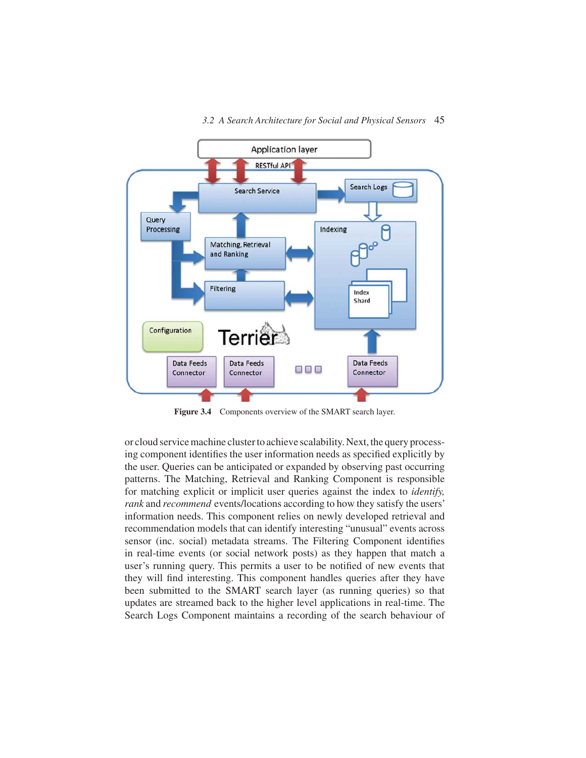Figure 3.4 Components overview of the SMART search layer.

or cloud service machine cluster to achieve scalability. Next, the query processing component identifies the user information needs as specified explicitly by the user. Queries can be anticipated or expanded by observing past occurring patterns. The Matching, Retrieval and Ranking Component is responsible for matching explicit or implicit user queries against the index to *identify, rank* and *recommend* events/locations according to how they satisfy the users' information needs. This component relies on newly developed retrieval and recommendation models that can identify interesting "unusual" events across sensor (inc. social) metadata streams. The Filtering Component identifies in real-time events (or social network posts) as they happen that match a user's running query. This permits a user to be notified of new events that they will find interesting. This component handles queries after they have been submitted to the SMART search layer (as running queries) so that updates are streamed back to the higher level applications in real-time. The Search Logs Component maintains a recording of the search behaviour of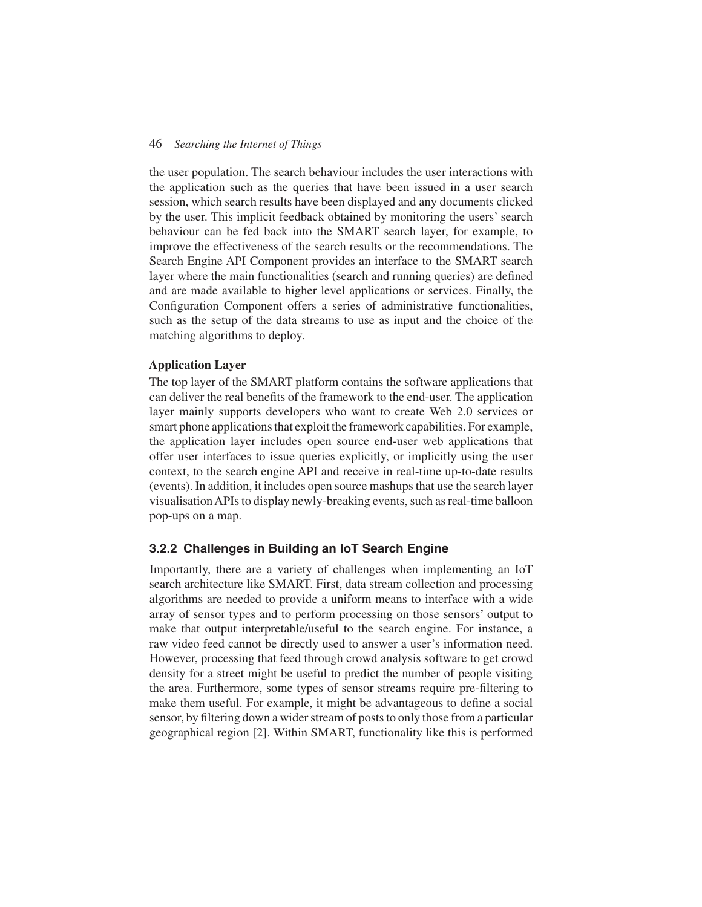the user population. The search behaviour includes the user interactions with the application such as the queries that have been issued in a user search session, which search results have been displayed and any documents clicked by the user. This implicit feedback obtained by monitoring the users' search behaviour can be fed back into the SMART search layer, for example, to improve the effectiveness of the search results or the recommendations. The Search Engine API Component provides an interface to the SMART search layer where the main functionalities (search and running queries) are defined and are made available to higher level applications or services. Finally, the Configuration Component offers a series of administrative functionalities, such as the setup of the data streams to use as input and the choice of the matching algorithms to deploy.

**Application Layer**

The top layer of the SMART platform contains the software applications that can deliver the real benefits of the framework to the end-user. The application layer mainly supports developers who want to create Web 2.0 services or smart phone applications that exploit the framework capabilities. For example, the application layer includes open source end-user web applications that offer user interfaces to issue queries explicitly, or implicitly using the user context, to the search engine API and receive in real-time up-to-date results (events). In addition, it includes open source mashups that use the search layer visualisation APIs to display newly-breaking events, such as real-time balloon pop-ups on a map.

### 3.2.2 Challenges in Building an IoT Search Engine

Importantly, there are a variety of challenges when implementing an IoT search architecture like SMART. First, data stream collection and processing algorithms are needed to provide a uniform means to interface with a wide array of sensor types and to perform processing on those sensors' output to make that output interpretable/useful to the search engine. For instance, a raw video feed cannot be directly used to answer a user's information need. However, processing that feed through crowd analysis software to get crowd density for a street might be useful to predict the number of people visiting the area. Furthermore, some types of sensor streams require pre-filtering to make them useful. For example, it might be advantageous to define a social sensor, by filtering down a wider stream of posts to only those from a particular geographical region [2]. Within SMART, functionality like this is performed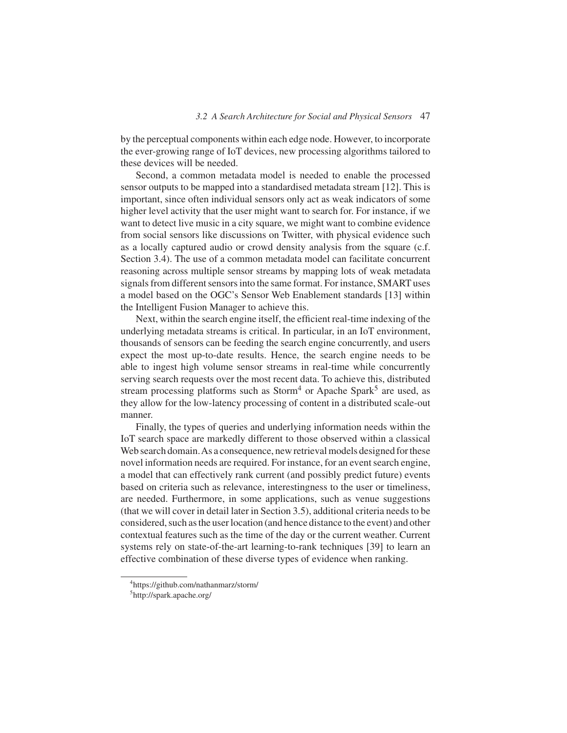by the perceptual components within each edge node. However, to incorporate the ever-growing range of IoT devices, new processing algorithms tailored to these devices will be needed.

Second, a common metadata model is needed to enable the processed sensor outputs to be mapped into a standardised metadata stream [12]. This is important, since often individual sensors only act as weak indicators of some higher level activity that the user might want to search for. For instance, if we want to detect live music in a city square, we might want to combine evidence from social sensors like discussions on Twitter, with physical evidence such as a locally captured audio or crowd density analysis from the square (c.f. Section 3.4). The use of a common metadata model can facilitate concurrent reasoning across multiple sensor streams by mapping lots of weak metadata signals from different sensors into the same format. For instance, SMART uses a model based on the OGC's Sensor Web Enablement standards [13] within the Intelligent Fusion Manager to achieve this.

Next, within the search engine itself, the efficient real-time indexing of the underlying metadata streams is critical. In particular, in an IoT environment, thousands of sensors can be feeding the search engine concurrently, and users expect the most up-to-date results. Hence, the search engine needs to be able to ingest high volume sensor streams in real-time while concurrently serving search requests over the most recent data. To achieve this, distributed stream processing platforms such as Storm[4] or Apache Spark[5] are used, as they allow for the low-latency processing of content in a distributed scale-out manner.

Finally, the types of queries and underlying information needs within the IoT search space are markedly different to those observed within a classical Web search domain. As a consequence, new retrieval models designed for these novel information needs are required. For instance, for an event search engine, a model that can effectively rank current (and possibly predict future) events based on criteria such as relevance, interestingness to the user or timeliness, are needed. Furthermore, in some applications, such as venue suggestions (that we will cover in detail later in Section 3.5), additional criteria needs to be considered, such as the user location (and hence distance to the event) and other contextual features such as the time of the day or the current weather. Current systems rely on state-of-the-art learning-to-rank techniques [39] to learn an effective combination of these diverse types of evidence when ranking.

---

[4] https://github.com/nathanmarz/storm/

[5] http://spark.apache.org/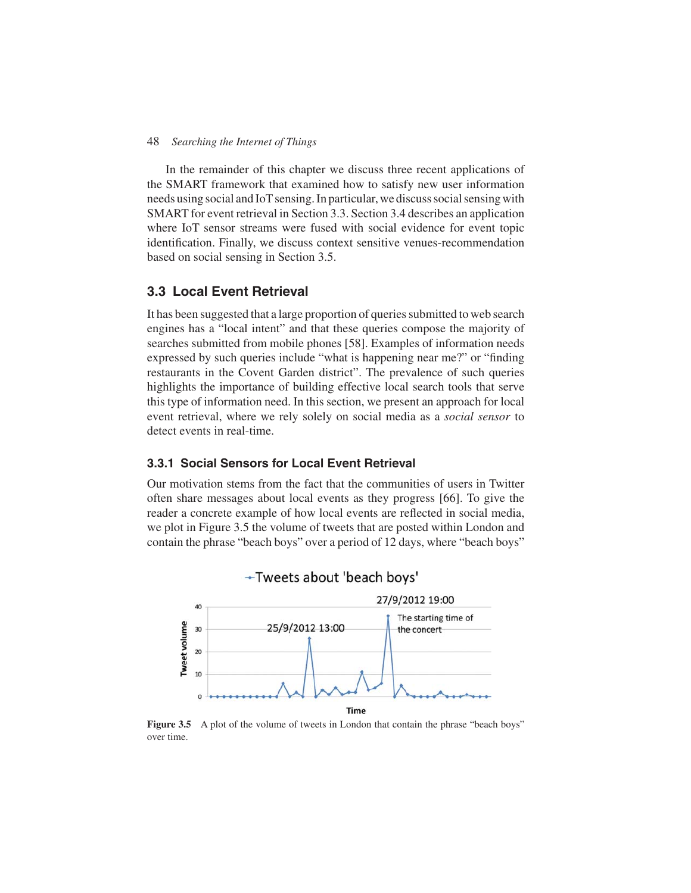In the remainder of this chapter we discuss three recent applications of the SMART framework that examined how to satisfy new user information needs using social and IoT sensing. In particular, we discuss social sensing with SMART for event retrieval in Section 3.3. Section 3.4 describes an application where IoT sensor streams were fused with social evidence for event topic identification. Finally, we discuss context sensitive venues-recommendation based on social sensing in Section 3.5.

## 3.3 Local Event Retrieval

It has been suggested that a large proportion of queries submitted to web search engines has a "local intent" and that these queries compose the majority of searches submitted from mobile phones [58]. Examples of information needs expressed by such queries include "what is happening near me?" or "finding restaurants in the Covent Garden district". The prevalence of such queries highlights the importance of building effective local search tools that serve this type of information need. In this section, we present an approach for local event retrieval, where we rely solely on social media as a *social sensor* to detect events in real-time.

### 3.3.1 Social Sensors for Local Event Retrieval

Our motivation stems from the fact that the communities of users in Twitter often share messages about local events as they progress [66]. To give the reader a concrete example of how local events are reflected in social media, we plot in Figure 3.5 the volume of tweets that are posted within London and contain the phrase "beach boys" over a period of 12 days, where "beach boys"

**Figure 3.5** A plot of the volume of tweets in London that contain the phrase "beach boys" over time.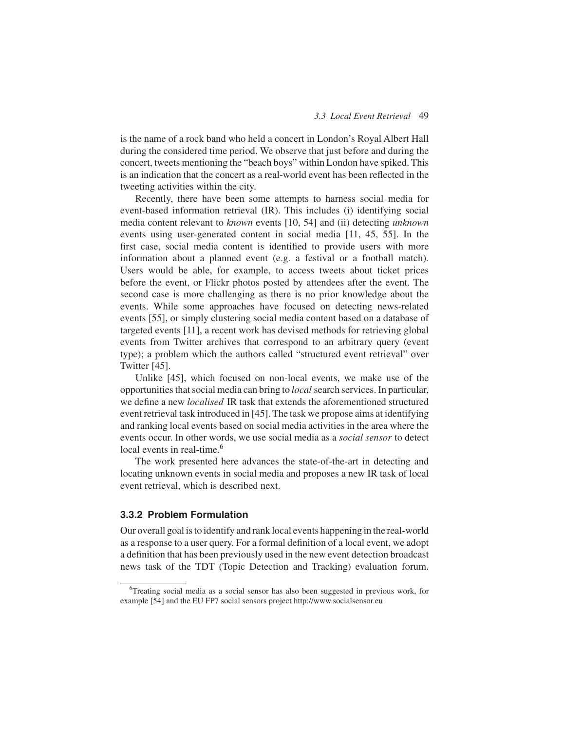is the name of a rock band who held a concert in London's Royal Albert Hall during the considered time period. We observe that just before and during the concert, tweets mentioning the "beach boys" within London have spiked. This is an indication that the concert as a real-world event has been reflected in the tweeting activities within the city.

Recently, there have been some attempts to harness social media for event-based information retrieval (IR). This includes (i) identifying social media content relevant to *known* events [10, 54] and (ii) detecting *unknown* events using user-generated content in social media [11, 45, 55]. In the first case, social media content is identified to provide users with more information about a planned event (e.g. a festival or a football match). Users would be able, for example, to access tweets about ticket prices before the event, or Flickr photos posted by attendees after the event. The second case is more challenging as there is no prior knowledge about the events. While some approaches have focused on detecting news-related events [55], or simply clustering social media content based on a database of targeted events [11], a recent work has devised methods for retrieving global events from Twitter archives that correspond to an arbitrary query (event type); a problem which the authors called "structured event retrieval" over Twitter [45].

Unlike [45], which focused on non-local events, we make use of the opportunities that social media can bring to *local* search services. In particular, we define a new *localised* IR task that extends the aforementioned structured event retrieval task introduced in [45]. The task we propose aims at identifying and ranking local events based on social media activities in the area where the events occur. In other words, we use social media as a *social sensor* to detect local events in real-time.[6]

The work presented here advances the state-of-the-art in detecting and locating unknown events in social media and proposes a new IR task of local event retrieval, which is described next.

### 3.3.2 Problem Formulation

Our overall goal is to identify and rank local events happening in the real-world as a response to a user query. For a formal definition of a local event, we adopt a definition that has been previously used in the new event detection broadcast news task of the TDT (Topic Detection and Tracking) evaluation forum.

[6] Treating social media as a social sensor has also been suggested in previous work, for example [54] and the EU FP7 social sensors project http://www.socialsensor.eu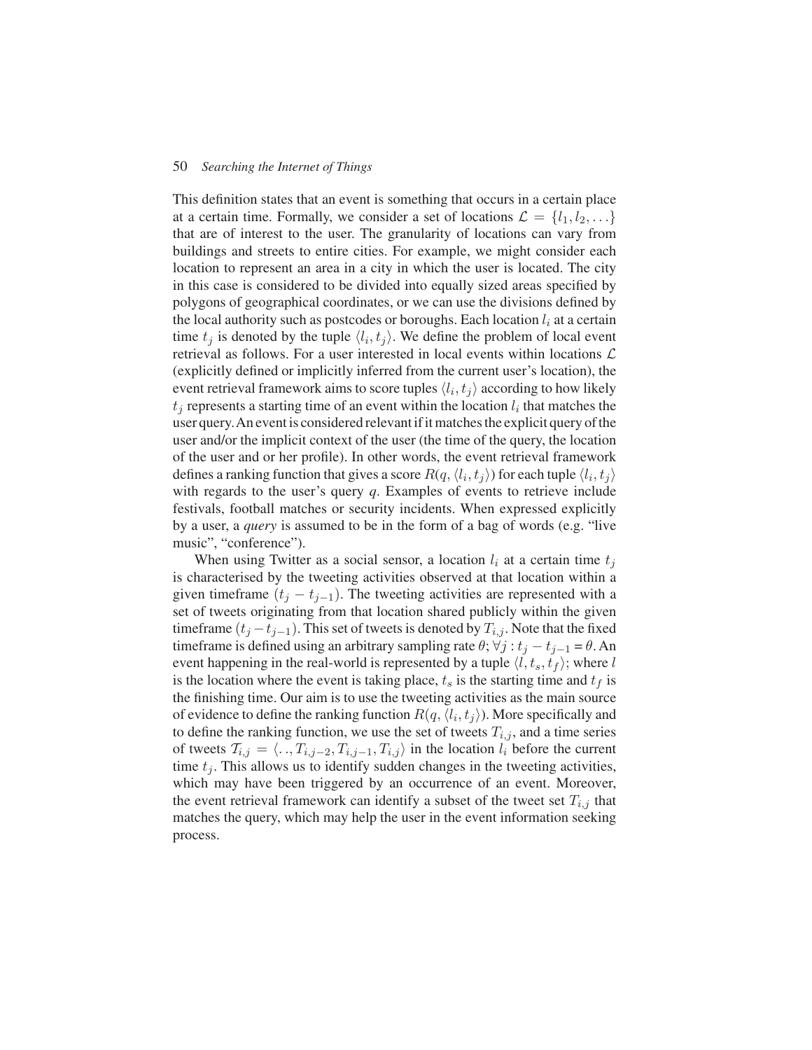This definition states that an event is something that occurs in a certain place at a certain time. Formally, we consider a set of locations $\mathcal{L} = \{l_1, l_2, \ldots\}$ that are of interest to the user. The granularity of locations can vary from buildings and streets to entire cities. For example, we might consider each location to represent an area in a city in which the user is located. The city in this case is considered to be divided into equally sized areas specified by polygons of geographical coordinates, or we can use the divisions defined by the local authority such as postcodes or boroughs. Each location $l_i$ at a certain time $t_j$ is denoted by the tuple $\langle l_i, t_j \rangle$. We define the problem of local event retrieval as follows. For a user interested in local events within locations $\mathcal{L}$ (explicitly defined or implicitly inferred from the current user's location), the event retrieval framework aims to score tuples $\langle l_i, t_j \rangle$ according to how likely $t_j$ represents a starting time of an event within the location $l_i$ that matches the user query. An event is considered relevant if it matches the explicit query of the user and/or the implicit context of the user (the time of the query, the location of the user and or her profile). In other words, the event retrieval framework defines a ranking function that gives a score $R(q, \langle l_i, t_j \rangle)$ for each tuple $\langle l_i, t_j \rangle$ with regards to the user's query $q$. Examples of events to retrieve include festivals, football matches or security incidents. When expressed explicitly by a user, a *query* is assumed to be in the form of a bag of words (e.g. "live music", "conference").

When using Twitter as a social sensor, a location $l_i$ at a certain time $t_j$ is characterised by the tweeting activities observed at that location within a given timeframe $(t_j - t_{j-1})$. The tweeting activities are represented with a set of tweets originating from that location shared publicly within the given timeframe $(t_j - t_{j-1})$. This set of tweets is denoted by $T_{i,j}$. Note that the fixed timeframe is defined using an arbitrary sampling rate $\theta$; $\forall j : t_j - t_{j-1} = \theta$. An event happening in the real-world is represented by a tuple $\langle l, t_s, t_f \rangle$; where $l$ is the location where the event is taking place, $t_s$ is the starting time and $t_f$ is the finishing time. Our aim is to use the tweeting activities as the main source of evidence to define the ranking function $R(q, \langle l_i, t_j \rangle)$. More specifically and to define the ranking function, we use the set of tweets $T_{i,j}$, and a time series of tweets $\mathcal{T}_{i,j} = \langle .., T_{i,j-2}, T_{i,j-1}, T_{i,j} \rangle$ in the location $l_i$ before the current time $t_j$. This allows us to identify sudden changes in the tweeting activities, which may have been triggered by an occurrence of an event. Moreover, the event retrieval framework can identify a subset of the tweet set $T_{i,j}$ that matches the query, which may help the user in the event information seeking process.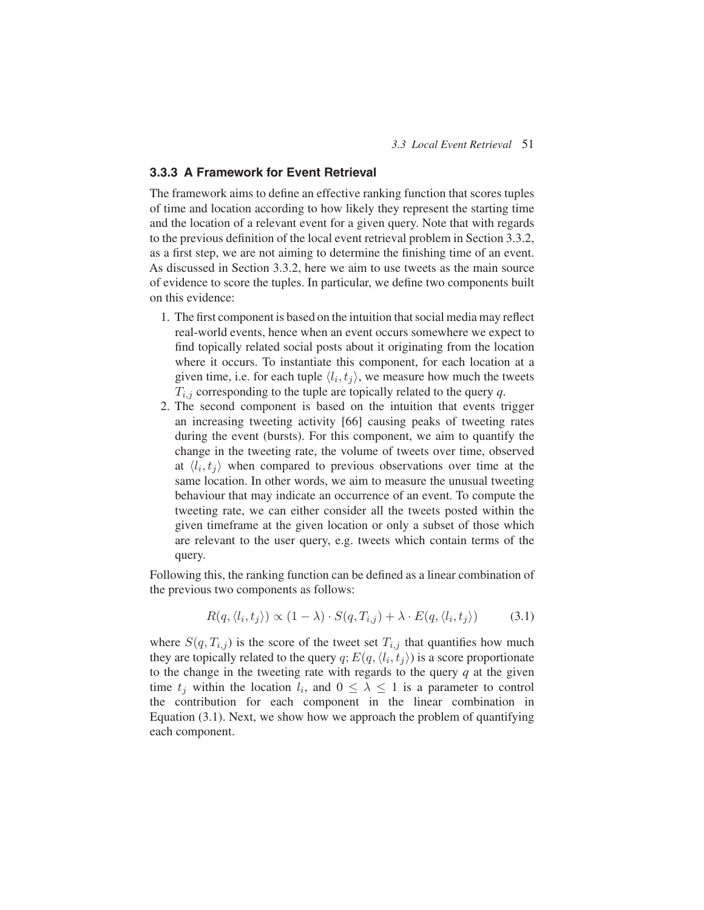### 3.3.3 A Framework for Event Retrieval

The framework aims to define an effective ranking function that scores tuples of time and location according to how likely they represent the starting time and the location of a relevant event for a given query. Note that with regards to the previous definition of the local event retrieval problem in Section 3.3.2, as a first step, we are not aiming to determine the finishing time of an event. As discussed in Section 3.3.2, here we aim to use tweets as the main source of evidence to score the tuples. In particular, we define two components built on this evidence:

1. The first component is based on the intuition that social media may reflect real-world events, hence when an event occurs somewhere we expect to find topically related social posts about it originating from the location where it occurs. To instantiate this component, for each location at a given time, i.e. for each tuple $\langle l_i, t_j \rangle$, we measure how much the tweets $T_{i,j}$ corresponding to the tuple are topically related to the query $q$.
2. The second component is based on the intuition that events trigger an increasing tweeting activity [66] causing peaks of tweeting rates during the event (bursts). For this component, we aim to quantify the change in the tweeting rate, the volume of tweets over time, observed at $\langle l_i, t_j \rangle$ when compared to previous observations over time at the same location. In other words, we aim to measure the unusual tweeting behaviour that may indicate an occurrence of an event. To compute the tweeting rate, we can either consider all the tweets posted within the given timeframe at the given location or only a subset of those which are relevant to the user query, e.g. tweets which contain terms of the query.

Following this, the ranking function can be defined as a linear combination of the previous two components as follows:

$$R(q, \langle l_i, t_j \rangle) \propto (1 - \lambda) \cdot S(q, T_{i,j}) + \lambda \cdot E(q, \langle l_i, t_j \rangle) \tag{3.1}$$

where $S(q, T_{i,j})$ is the score of the tweet set $T_{i,j}$ that quantifies how much they are topically related to the query $q$; $E(q, \langle l_i, t_j \rangle)$ is a score proportionate to the change in the tweeting rate with regards to the query $q$ at the given time $t_j$ within the location $l_i$, and $0 \leq \lambda \leq 1$ is a parameter to control the contribution for each component in the linear combination in Equation (3.1). Next, we show how we approach the problem of quantifying each component.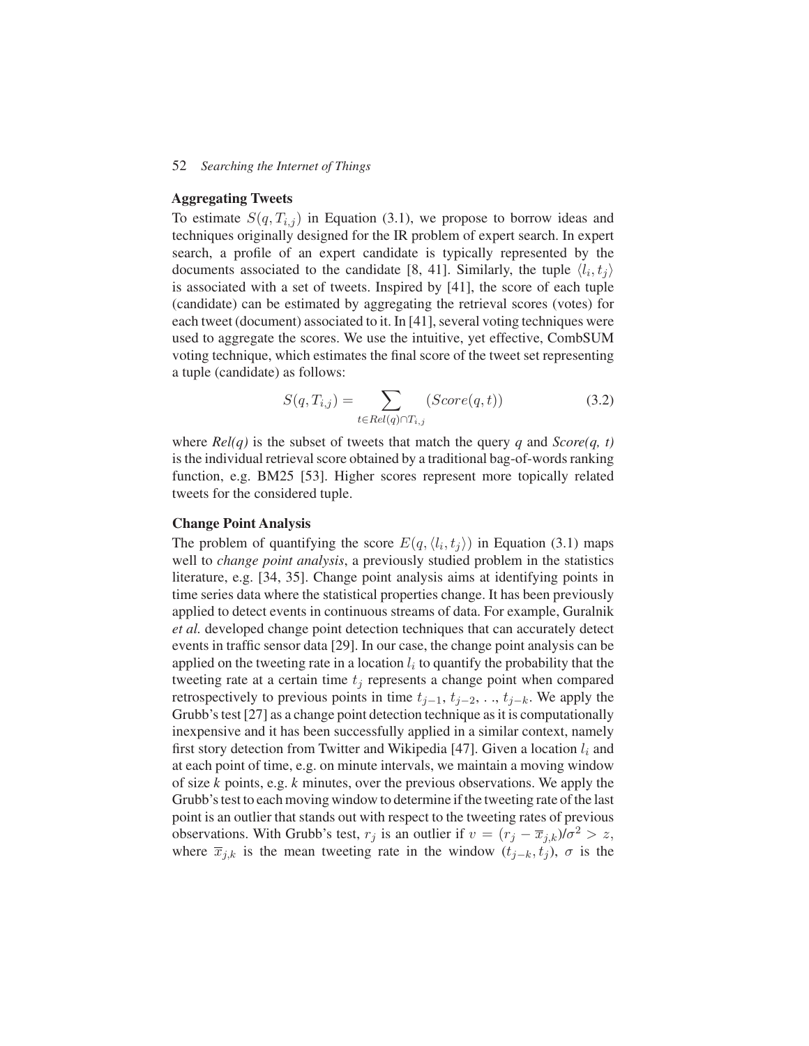### Aggregating Tweets

To estimate $S(q, T_{i,j})$ in Equation (3.1), we propose to borrow ideas and techniques originally designed for the IR problem of expert search. In expert search, a profile of an expert candidate is typically represented by the documents associated to the candidate [8, 41]. Similarly, the tuple $\langle l_i, t_j \rangle$ is associated with a set of tweets. Inspired by [41], the score of each tuple (candidate) can be estimated by aggregating the retrieval scores (votes) for each tweet (document) associated to it. In [41], several voting techniques were used to aggregate the scores. We use the intuitive, yet effective, CombSUM voting technique, which estimates the final score of the tweet set representing a tuple (candidate) as follows:

$$S(q, T_{i,j}) = \sum_{t \in Rel(q) \cap T_{i,j}} (Score(q, t)) \tag{3.2}$$

where *Rel(q)* is the subset of tweets that match the query *q* and *Score(q, t)* is the individual retrieval score obtained by a traditional bag-of-words ranking function, e.g. BM25 [53]. Higher scores represent more topically related tweets for the considered tuple.

### Change Point Analysis

The problem of quantifying the score $E(q, \langle l_i, t_j \rangle)$ in Equation (3.1) maps well to *change point analysis*, a previously studied problem in the statistics literature, e.g. [34, 35]. Change point analysis aims at identifying points in time series data where the statistical properties change. It has been previously applied to detect events in continuous streams of data. For example, Guralnik *et al.* developed change point detection techniques that can accurately detect events in traffic sensor data [29]. In our case, the change point analysis can be applied on the tweeting rate in a location $l_i$ to quantify the probability that the tweeting rate at a certain time $t_j$ represents a change point when compared retrospectively to previous points in time $t_{j-1}$, $t_{j-2}$, . ., $t_{j-k}$. We apply the Grubb's test [27] as a change point detection technique as it is computationally inexpensive and it has been successfully applied in a similar context, namely first story detection from Twitter and Wikipedia [47]. Given a location $l_i$ and at each point of time, e.g. on minute intervals, we maintain a moving window of size *k* points, e.g. *k* minutes, over the previous observations. We apply the Grubb's test to each moving window to determine if the tweeting rate of the last point is an outlier that stands out with respect to the tweeting rates of previous observations. With Grubb's test, $r_j$ is an outlier if $v = (r_j - \overline{x}_{j,k})/\sigma^2 > z$, where $\overline{x}_{j,k}$ is the mean tweeting rate in the window $(t_{j-k}, t_j)$, $\sigma$ is the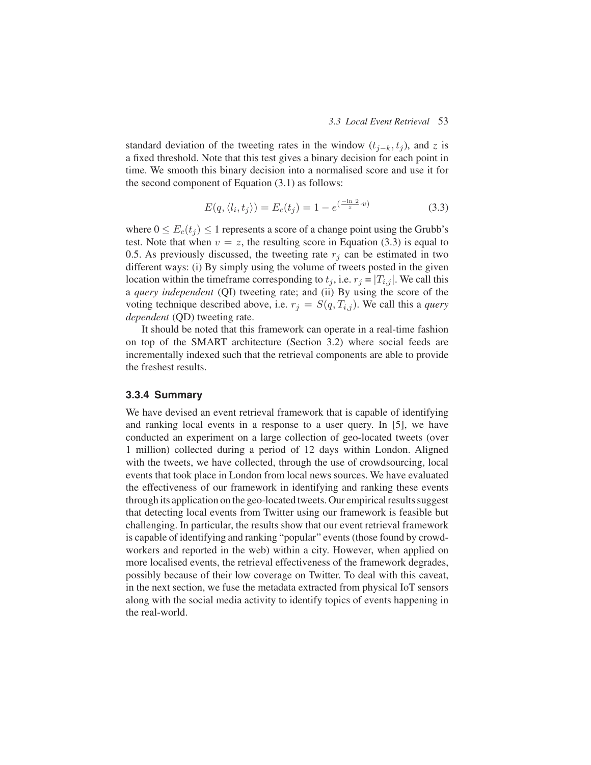standard deviation of the tweeting rates in the window $(t_{j-k}, t_j)$, and $z$ is a fixed threshold. Note that this test gives a binary decision for each point in time. We smooth this binary decision into a normalised score and use it for the second component of Equation (3.1) as follows:

$$E(q, \langle l_i, t_j \rangle) = E_c(t_j) = 1 - e^{(\frac{-\ln 2}{z} \cdot v)} \tag{3.3}$$

where $0 \leq E_c(t_j) \leq 1$ represents a score of a change point using the Grubb's test. Note that when $v = z$, the resulting score in Equation (3.3) is equal to 0.5. As previously discussed, the tweeting rate $r_j$ can be estimated in two different ways: (i) By simply using the volume of tweets posted in the given location within the timeframe corresponding to $t_j$, i.e. $r_j = |T_{i,j}|$. We call this a *query independent* (QI) tweeting rate; and (ii) By using the score of the voting technique described above, i.e. $r_j = S(q, T_{i,j})$. We call this a *query dependent* (QD) tweeting rate.

It should be noted that this framework can operate in a real-time fashion on top of the SMART architecture (Section 3.2) where social feeds are incrementally indexed such that the retrieval components are able to provide the freshest results.

### 3.3.4 Summary

We have devised an event retrieval framework that is capable of identifying and ranking local events in a response to a user query. In [5], we have conducted an experiment on a large collection of geo-located tweets (over 1 million) collected during a period of 12 days within London. Aligned with the tweets, we have collected, through the use of crowdsourcing, local events that took place in London from local news sources. We have evaluated the effectiveness of our framework in identifying and ranking these events through its application on the geo-located tweets. Our empirical results suggest that detecting local events from Twitter using our framework is feasible but challenging. In particular, the results show that our event retrieval framework is capable of identifying and ranking "popular" events (those found by crowd-workers and reported in the web) within a city. However, when applied on more localised events, the retrieval effectiveness of the framework degrades, possibly because of their low coverage on Twitter. To deal with this caveat, in the next section, we fuse the metadata extracted from physical IoT sensors along with the social media activity to identify topics of events happening in the real-world.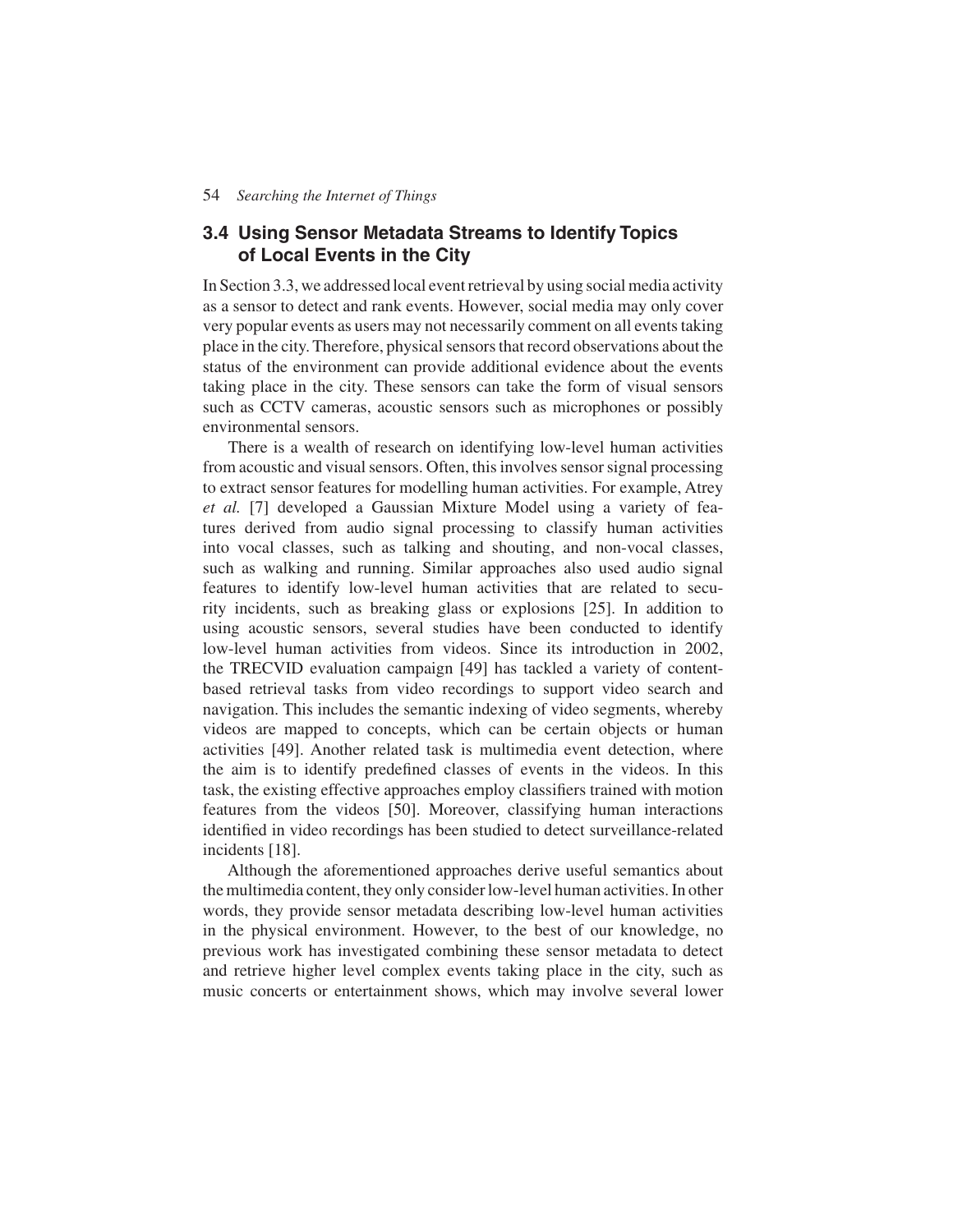## 3.4 Using Sensor Metadata Streams to Identify Topics of Local Events in the City

In Section 3.3, we addressed local event retrieval by using social media activity as a sensor to detect and rank events. However, social media may only cover very popular events as users may not necessarily comment on all events taking place in the city. Therefore, physical sensors that record observations about the status of the environment can provide additional evidence about the events taking place in the city. These sensors can take the form of visual sensors such as CCTV cameras, acoustic sensors such as microphones or possibly environmental sensors.

There is a wealth of research on identifying low-level human activities from acoustic and visual sensors. Often, this involves sensor signal processing to extract sensor features for modelling human activities. For example, Atrey *et al.* [7] developed a Gaussian Mixture Model using a variety of features derived from audio signal processing to classify human activities into vocal classes, such as talking and shouting, and non-vocal classes, such as walking and running. Similar approaches also used audio signal features to identify low-level human activities that are related to security incidents, such as breaking glass or explosions [25]. In addition to using acoustic sensors, several studies have been conducted to identify low-level human activities from videos. Since its introduction in 2002, the TRECVID evaluation campaign [49] has tackled a variety of content-based retrieval tasks from video recordings to support video search and navigation. This includes the semantic indexing of video segments, whereby videos are mapped to concepts, which can be certain objects or human activities [49]. Another related task is multimedia event detection, where the aim is to identify predefined classes of events in the videos. In this task, the existing effective approaches employ classifiers trained with motion features from the videos [50]. Moreover, classifying human interactions identified in video recordings has been studied to detect surveillance-related incidents [18].

Although the aforementioned approaches derive useful semantics about the multimedia content, they only consider low-level human activities. In other words, they provide sensor metadata describing low-level human activities in the physical environment. However, to the best of our knowledge, no previous work has investigated combining these sensor metadata to detect and retrieve higher level complex events taking place in the city, such as music concerts or entertainment shows, which may involve several lower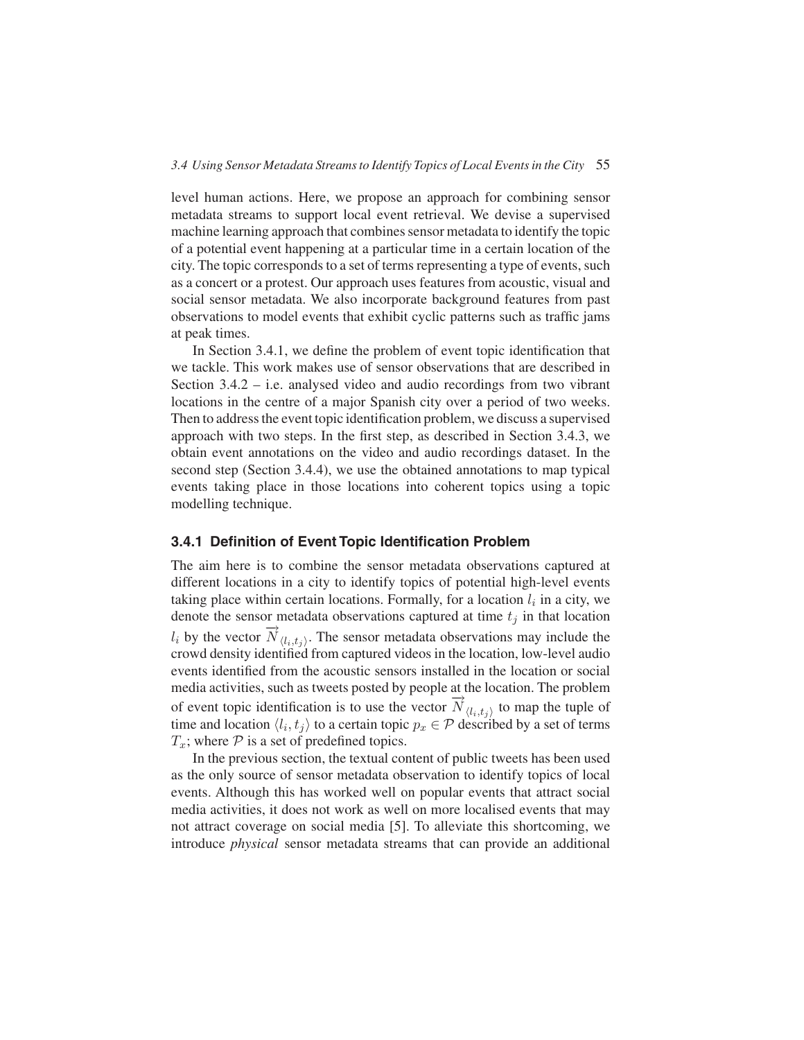level human actions. Here, we propose an approach for combining sensor metadata streams to support local event retrieval. We devise a supervised machine learning approach that combines sensor metadata to identify the topic of a potential event happening at a particular time in a certain location of the city. The topic corresponds to a set of terms representing a type of events, such as a concert or a protest. Our approach uses features from acoustic, visual and social sensor metadata. We also incorporate background features from past observations to model events that exhibit cyclic patterns such as traffic jams at peak times.

In Section 3.4.1, we define the problem of event topic identification that we tackle. This work makes use of sensor observations that are described in Section 3.4.2 – i.e. analysed video and audio recordings from two vibrant locations in the centre of a major Spanish city over a period of two weeks. Then to address the event topic identification problem, we discuss a supervised approach with two steps. In the first step, as described in Section 3.4.3, we obtain event annotations on the video and audio recordings dataset. In the second step (Section 3.4.4), we use the obtained annotations to map typical events taking place in those locations into coherent topics using a topic modelling technique.

### 3.4.1 Definition of Event Topic Identification Problem

The aim here is to combine the sensor metadata observations captured at different locations in a city to identify topics of potential high-level events taking place within certain locations. Formally, for a location $l_i$ in a city, we denote the sensor metadata observations captured at time $t_j$ in that location $l_i$ by the vector $\overrightarrow{N}_{\langle l_i, t_j \rangle}$. The sensor metadata observations may include the crowd density identified from captured videos in the location, low-level audio events identified from the acoustic sensors installed in the location or social media activities, such as tweets posted by people at the location. The problem of event topic identification is to use the vector $\overrightarrow{N}_{\langle l_i, t_j \rangle}$ to map the tuple of time and location $\langle l_i, t_j \rangle$ to a certain topic $p_x \in \mathcal{P}$ described by a set of terms $T_x$; where $\mathcal{P}$ is a set of predefined topics.

In the previous section, the textual content of public tweets has been used as the only source of sensor metadata observation to identify topics of local events. Although this has worked well on popular events that attract social media activities, it does not work as well on more localised events that may not attract coverage on social media [5]. To alleviate this shortcoming, we introduce *physical* sensor metadata streams that can provide an additional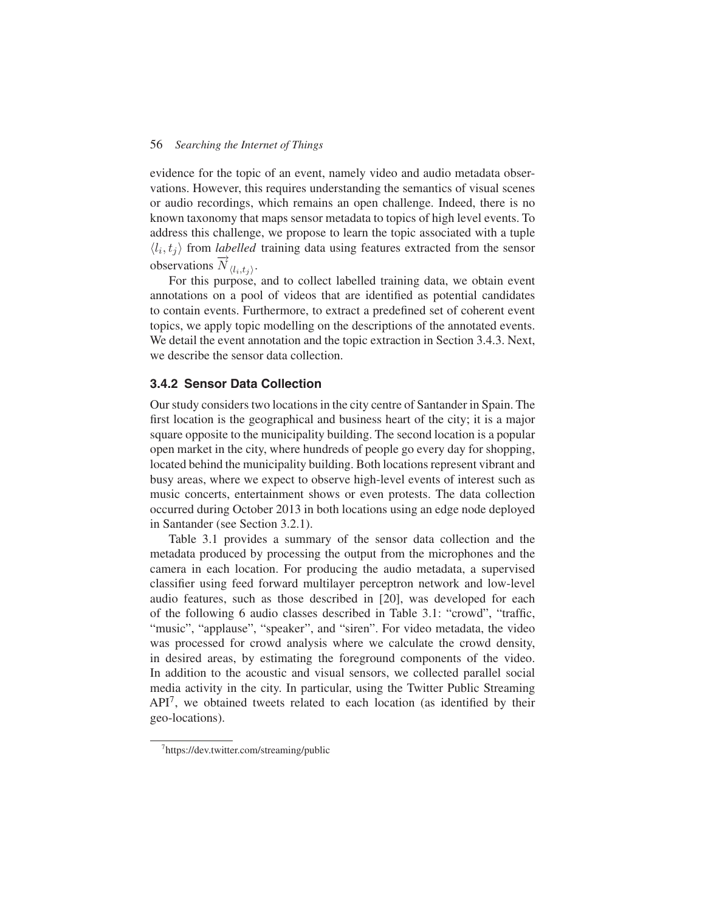evidence for the topic of an event, namely video and audio metadata observations. However, this requires understanding the semantics of visual scenes or audio recordings, which remains an open challenge. Indeed, there is no known taxonomy that maps sensor metadata to topics of high level events. To address this challenge, we propose to learn the topic associated with a tuple $\langle l_i, t_j \rangle$ from *labelled* training data using features extracted from the sensor observations $\overrightarrow{N}_{\langle l_i, t_j \rangle}$.

For this purpose, and to collect labelled training data, we obtain event annotations on a pool of videos that are identified as potential candidates to contain events. Furthermore, to extract a predefined set of coherent event topics, we apply topic modelling on the descriptions of the annotated events. We detail the event annotation and the topic extraction in Section 3.4.3. Next, we describe the sensor data collection.

### 3.4.2 Sensor Data Collection

Our study considers two locations in the city centre of Santander in Spain. The first location is the geographical and business heart of the city; it is a major square opposite to the municipality building. The second location is a popular open market in the city, where hundreds of people go every day for shopping, located behind the municipality building. Both locations represent vibrant and busy areas, where we expect to observe high-level events of interest such as music concerts, entertainment shows or even protests. The data collection occurred during October 2013 in both locations using an edge node deployed in Santander (see Section 3.2.1).

Table 3.1 provides a summary of the sensor data collection and the metadata produced by processing the output from the microphones and the camera in each location. For producing the audio metadata, a supervised classifier using feed forward multilayer perceptron network and low-level audio features, such as those described in [20], was developed for each of the following 6 audio classes described in Table 3.1: "crowd", "traffic, "music", "applause", "speaker", and "siren". For video metadata, the video was processed for crowd analysis where we calculate the crowd density, in desired areas, by estimating the foreground components of the video. In addition to the acoustic and visual sensors, we collected parallel social media activity in the city. In particular, using the Twitter Public Streaming API[7], we obtained tweets related to each location (as identified by their geo-locations).

[7] https://dev.twitter.com/streaming/public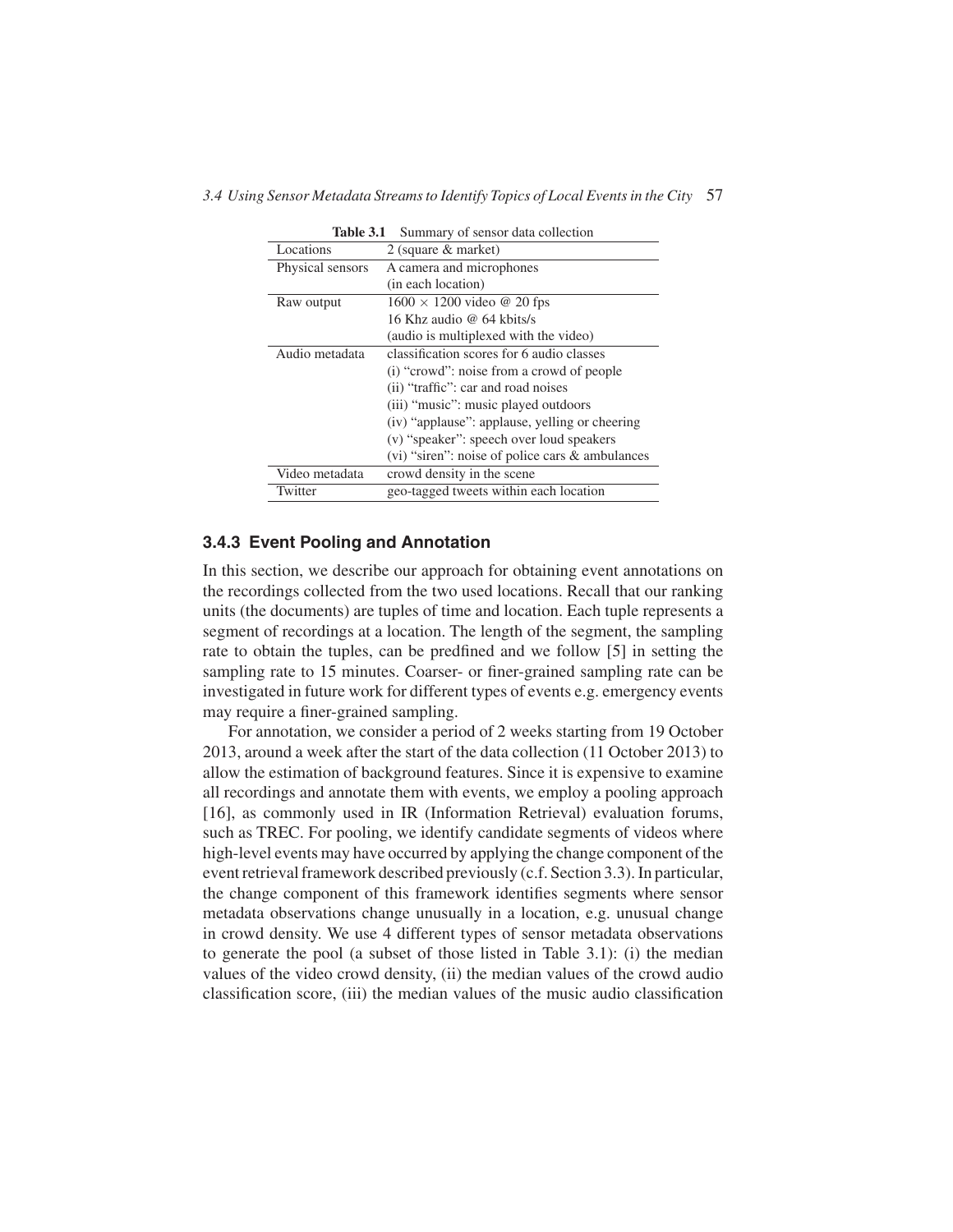**Table 3.1** Summary of sensor data collection

| | |
|---|---|
| Locations | 2 (square & market) |
| Physical sensors | A camera and microphones (in each location) |
| Raw output | $1600 \times 1200$ video @ 20 fps<br>16 Khz audio @ 64 kbits/s<br>(audio is multiplexed with the video) |
| Audio metadata | classification scores for 6 audio classes<br>(i) "crowd": noise from a crowd of people<br>(ii) "traffic": car and road noises<br>(iii) "music": music played outdoors<br>(iv) "applause": applause, yelling or cheering<br>(v) "speaker": speech over loud speakers<br>(vi) "siren": noise of police cars & ambulances |
| Video metadata | crowd density in the scene |
| Twitter | geo-tagged tweets within each location |

### 3.4.3 Event Pooling and Annotation

In this section, we describe our approach for obtaining event annotations on the recordings collected from the two used locations. Recall that our ranking units (the documents) are tuples of time and location. Each tuple represents a segment of recordings at a location. The length of the segment, the sampling rate to obtain the tuples, can be predfined and we follow [5] in setting the sampling rate to 15 minutes. Coarser- or finer-grained sampling rate can be investigated in future work for different types of events e.g. emergency events may require a finer-grained sampling.

For annotation, we consider a period of 2 weeks starting from 19 October 2013, around a week after the start of the data collection (11 October 2013) to allow the estimation of background features. Since it is expensive to examine all recordings and annotate them with events, we employ a pooling approach [16], as commonly used in IR (Information Retrieval) evaluation forums, such as TREC. For pooling, we identify candidate segments of videos where high-level events may have occurred by applying the change component of the event retrieval framework described previously (c.f. Section 3.3). In particular, the change component of this framework identifies segments where sensor metadata observations change unusually in a location, e.g. unusual change in crowd density. We use 4 different types of sensor metadata observations to generate the pool (a subset of those listed in Table 3.1): (i) the median values of the video crowd density, (ii) the median values of the crowd audio classification score, (iii) the median values of the music audio classification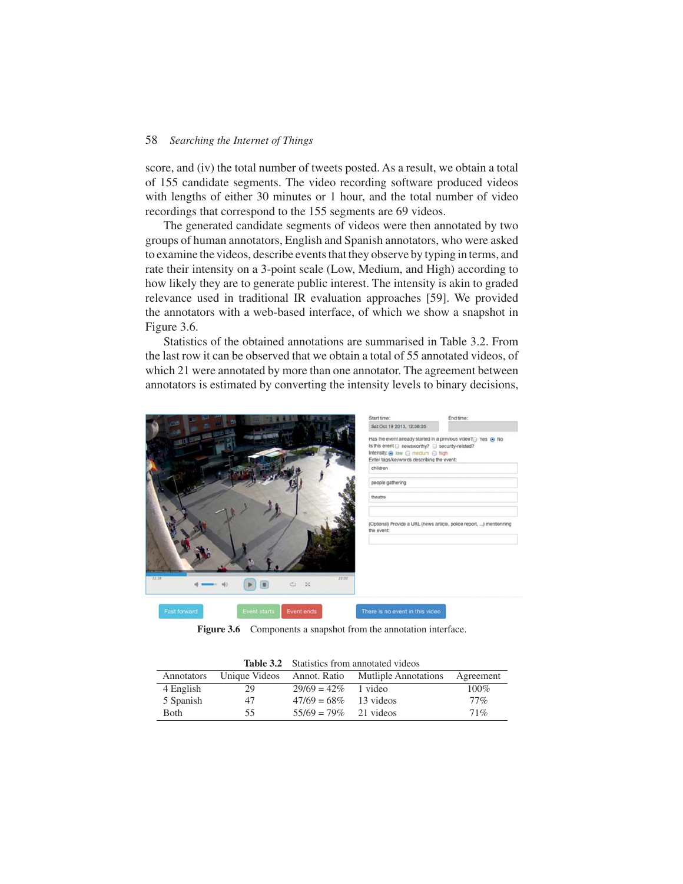score, and (iv) the total number of tweets posted. As a result, we obtain a total of 155 candidate segments. The video recording software produced videos with lengths of either 30 minutes or 1 hour, and the total number of video recordings that correspond to the 155 segments are 69 videos.

The generated candidate segments of videos were then annotated by two groups of human annotators, English and Spanish annotators, who were asked to examine the videos, describe events that they observe by typing in terms, and rate their intensity on a 3-point scale (Low, Medium, and High) according to how likely they are to generate public interest. The intensity is akin to graded relevance used in traditional IR evaluation approaches [59]. We provided the annotators with a web-based interface, of which we show a snapshot in Figure 3.6.

Statistics of the obtained annotations are summarised in Table 3.2. From the last row it can be observed that we obtain a total of 55 annotated videos, of which 21 were annotated by more than one annotator. The agreement between annotators is estimated by converting the intensity levels to binary decisions,

**Figure 3.6** Components a snapshot from the annotation interface.

**Table 3.2** Statistics from annotated videos

| Annotators | Unique Videos | Annot. Ratio | Mutliple Annotations | Agreement |
|---|---|---|---|---|
| 4 English | 29 | 29/69 = 42% | 1 video | 100% |
| 5 Spanish | 47 | 47/69 = 68% | 13 videos | 77% |
| Both | 55 | 55/69 = 79% | 21 videos | 71% |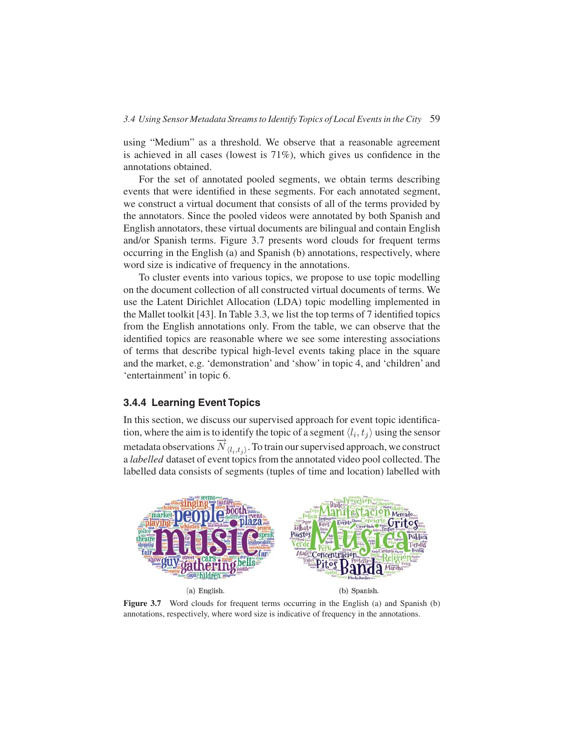using "Medium" as a threshold. We observe that a reasonable agreement is achieved in all cases (lowest is 71%), which gives us confidence in the annotations obtained.

For the set of annotated pooled segments, we obtain terms describing events that were identified in these segments. For each annotated segment, we construct a virtual document that consists of all of the terms provided by the annotators. Since the pooled videos were annotated by both Spanish and English annotators, these virtual documents are bilingual and contain English and/or Spanish terms. Figure 3.7 presents word clouds for frequent terms occurring in the English (a) and Spanish (b) annotations, respectively, where word size is indicative of frequency in the annotations.

To cluster events into various topics, we propose to use topic modelling on the document collection of all constructed virtual documents of terms. We use the Latent Dirichlet Allocation (LDA) topic modelling implemented in the Mallet toolkit [43]. In Table 3.3, we list the top terms of 7 identified topics from the English annotations only. From the table, we can observe that the identified topics are reasonable where we see some interesting associations of terms that describe typical high-level events taking place in the square and the market, e.g. 'demonstration' and 'show' in topic 4, and 'children' and 'entertainment' in topic 6.

### 3.4.4 Learning Event Topics

In this section, we discuss our supervised approach for event topic identification, where the aim is to identify the topic of a segment $\langle l_i, t_j \rangle$ using the sensor metadata observations $\overrightarrow{N}_{\langle l_i, t_j \rangle}$. To train our supervised approach, we construct a *labelled* dataset of event topics from the annotated video pool collected. The labelled data consists of segments (tuples of time and location) labelled with

(a) English. (b) Spanish.

**Figure 3.7** Word clouds for frequent terms occurring in the English (a) and Spanish (b) annotations, respectively, where word size is indicative of frequency in the annotations.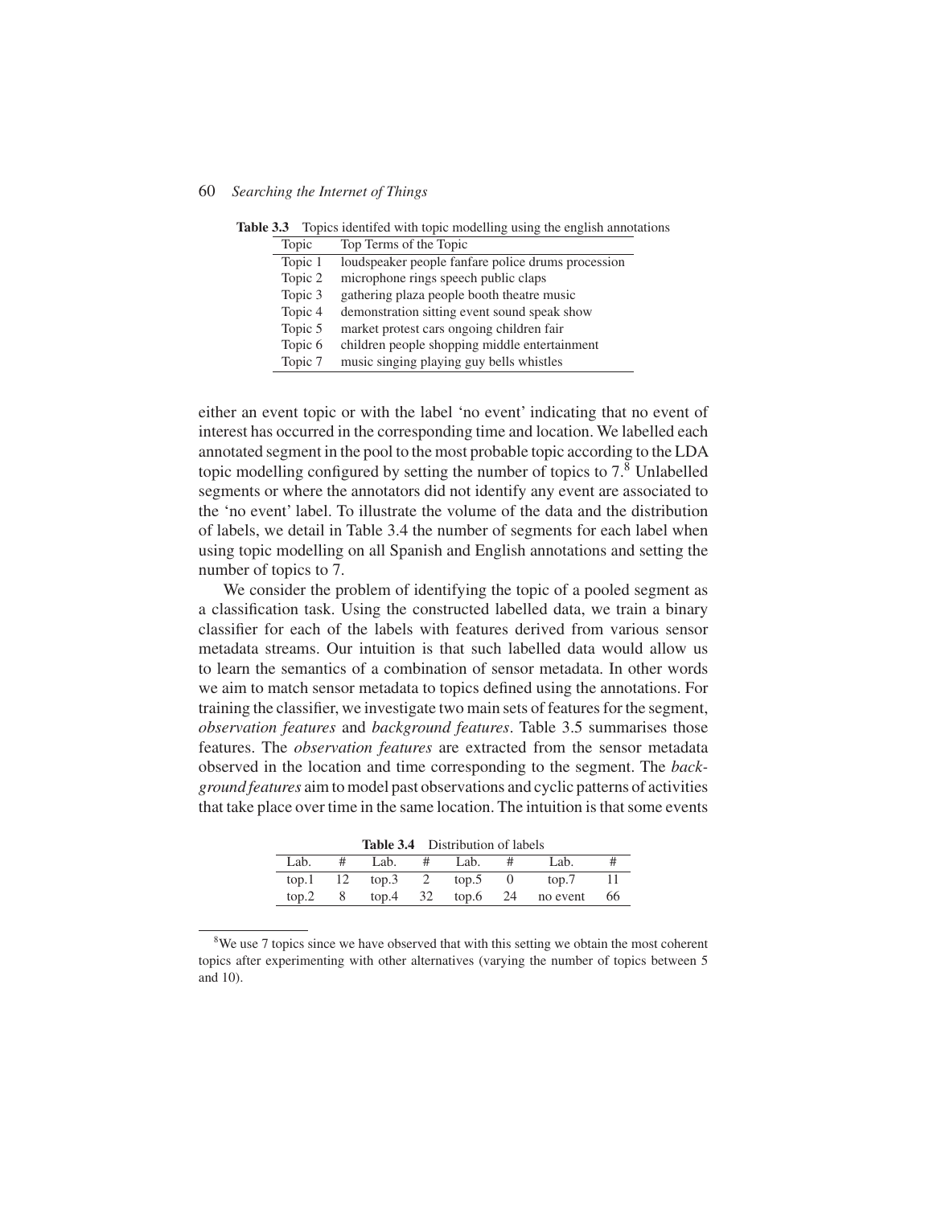**Table 3.3** Topics identifed with topic modelling using the english annotations

| Topic | Top Terms of the Topic |
|---|---|
| Topic 1 | loudspeaker people fanfare police drums procession |
| Topic 2 | microphone rings speech public claps |
| Topic 3 | gathering plaza people booth theatre music |
| Topic 4 | demonstration sitting event sound speak show |
| Topic 5 | market protest cars ongoing children fair |
| Topic 6 | children people shopping middle entertainment |
| Topic 7 | music singing playing guy bells whistles |

either an event topic or with the label 'no event' indicating that no event of interest has occurred in the corresponding time and location. We labelled each annotated segment in the pool to the most probable topic according to the LDA topic modelling configured by setting the number of topics to 7.[8] Unlabelled segments or where the annotators did not identify any event are associated to the 'no event' label. To illustrate the volume of the data and the distribution of labels, we detail in Table 3.4 the number of segments for each label when using topic modelling on all Spanish and English annotations and setting the number of topics to 7.

We consider the problem of identifying the topic of a pooled segment as a classification task. Using the constructed labelled data, we train a binary classifier for each of the labels with features derived from various sensor metadata streams. Our intuition is that such labelled data would allow us to learn the semantics of a combination of sensor metadata. In other words we aim to match sensor metadata to topics defined using the annotations. For training the classifier, we investigate two main sets of features for the segment, *observation features* and *background features*. Table 3.5 summarises those features. The *observation features* are extracted from the sensor metadata observed in the location and time corresponding to the segment. The *background features* aim to model past observations and cyclic patterns of activities that take place over time in the same location. The intuition is that some events

**Table 3.4** Distribution of labels

| Lab. | # | Lab. | # | Lab. | # | Lab. | # |
|---|---|---|---|---|---|---|---|
| top.1 | 12 | top.3 | 2 | top.5 | 0 | top.7 | 11 |
| top.2 | 8 | top.4 | 32 | top.6 | 24 | no event | 66 |

[8] We use 7 topics since we have observed that with this setting we obtain the most coherent topics after experimenting with other alternatives (varying the number of topics between 5 and 10).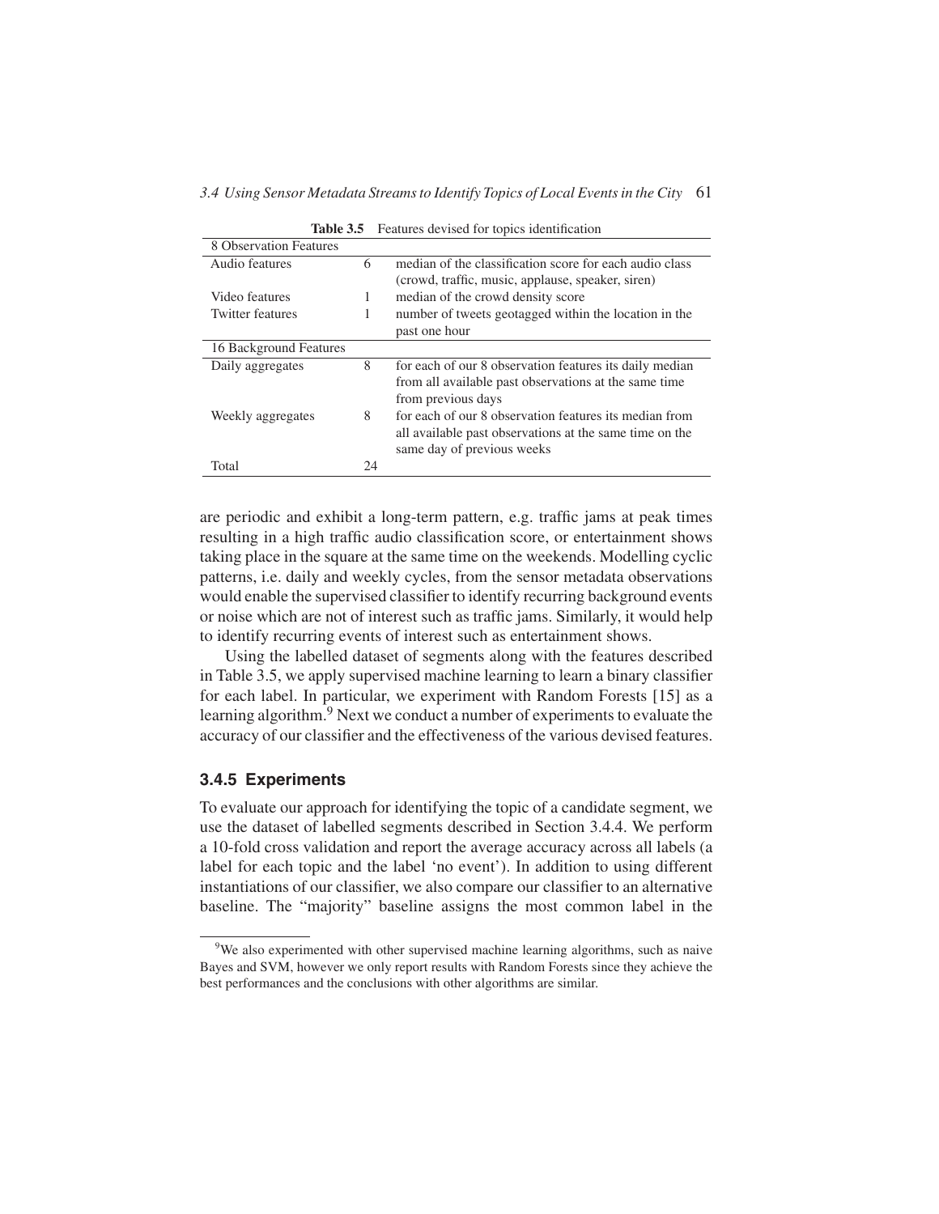**Table 3.5** Features devised for topics identification

| 8 Observation Features | | |
|---|---|---|
| Audio features | 6 | median of the classification score for each audio class (crowd, traffic, music, applause, speaker, siren) |
| Video features | 1 | median of the crowd density score |
| Twitter features | 1 | number of tweets geotagged within the location in the past one hour |
| **16 Background Features** | | |
| Daily aggregates | 8 | for each of our 8 observation features its daily median from all available past observations at the same time from previous days |
| Weekly aggregates | 8 | for each of our 8 observation features its median from all available past observations at the same time on the same day of previous weeks |
| Total | 24 | |

are periodic and exhibit a long-term pattern, e.g. traffic jams at peak times resulting in a high traffic audio classification score, or entertainment shows taking place in the square at the same time on the weekends. Modelling cyclic patterns, i.e. daily and weekly cycles, from the sensor metadata observations would enable the supervised classifier to identify recurring background events or noise which are not of interest such as traffic jams. Similarly, it would help to identify recurring events of interest such as entertainment shows.

Using the labelled dataset of segments along with the features described in Table 3.5, we apply supervised machine learning to learn a binary classifier for each label. In particular, we experiment with Random Forests [15] as a learning algorithm.[9] Next we conduct a number of experiments to evaluate the accuracy of our classifier and the effectiveness of the various devised features.

### 3.4.5 Experiments

To evaluate our approach for identifying the topic of a candidate segment, we use the dataset of labelled segments described in Section 3.4.4. We perform a 10-fold cross validation and report the average accuracy across all labels (a label for each topic and the label 'no event'). In addition to using different instantiations of our classifier, we also compare our classifier to an alternative baseline. The "majority" baseline assigns the most common label in the

[9] We also experimented with other supervised machine learning algorithms, such as naive Bayes and SVM, however we only report results with Random Forests since they achieve the best performances and the conclusions with other algorithms are similar.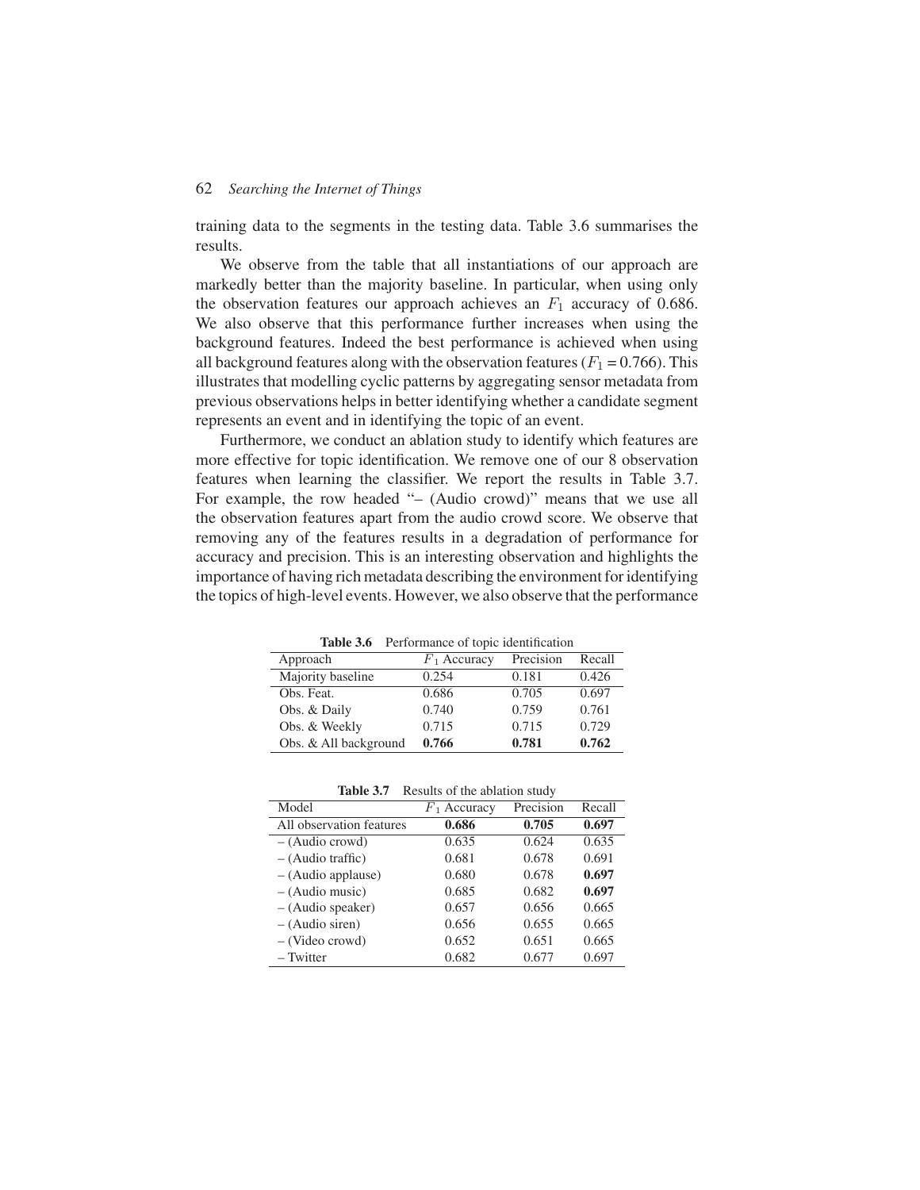training data to the segments in the testing data. Table 3.6 summarises the results.

We observe from the table that all instantiations of our approach are markedly better than the majority baseline. In particular, when using only the observation features our approach achieves an $F_1$ accuracy of 0.686. We also observe that this performance further increases when using the background features. Indeed the best performance is achieved when using all background features along with the observation features ($F_1 = 0.766$). This illustrates that modelling cyclic patterns by aggregating sensor metadata from previous observations helps in better identifying whether a candidate segment represents an event and in identifying the topic of an event.

Furthermore, we conduct an ablation study to identify which features are more effective for topic identification. We remove one of our 8 observation features when learning the classifier. We report the results in Table 3.7. For example, the row headed "– (Audio crowd)" means that we use all the observation features apart from the audio crowd score. We observe that removing any of the features results in a degradation of performance for accuracy and precision. This is an interesting observation and highlights the importance of having rich metadata describing the environment for identifying the topics of high-level events. However, we also observe that the performance

**Table 3.6** Performance of topic identification

| Approach | $F_1$ Accuracy | Precision | Recall |
|---|---|---|---|
| Majority baseline | 0.254 | 0.181 | 0.426 |
| Obs. Feat. | 0.686 | 0.705 | 0.697 |
| Obs. & Daily | 0.740 | 0.759 | 0.761 |
| Obs. & Weekly | 0.715 | 0.715 | 0.729 |
| Obs. & All background | **0.766** | **0.781** | **0.762** |

**Table 3.7** Results of the ablation study

| Model | $F_1$ Accuracy | Precision | Recall |
|---|---|---|---|
| All observation features | **0.686** | **0.705** | **0.697** |
| – (Audio crowd) | 0.635 | 0.624 | 0.635 |
| – (Audio traffic) | 0.681 | 0.678 | 0.691 |
| – (Audio applause) | 0.680 | 0.678 | **0.697** |
| – (Audio music) | 0.685 | 0.682 | **0.697** |
| – (Audio speaker) | 0.657 | 0.656 | 0.665 |
| – (Audio siren) | 0.656 | 0.655 | 0.665 |
| – (Video crowd) | 0.652 | 0.651 | 0.665 |
| – Twitter | 0.682 | 0.677 | 0.697 |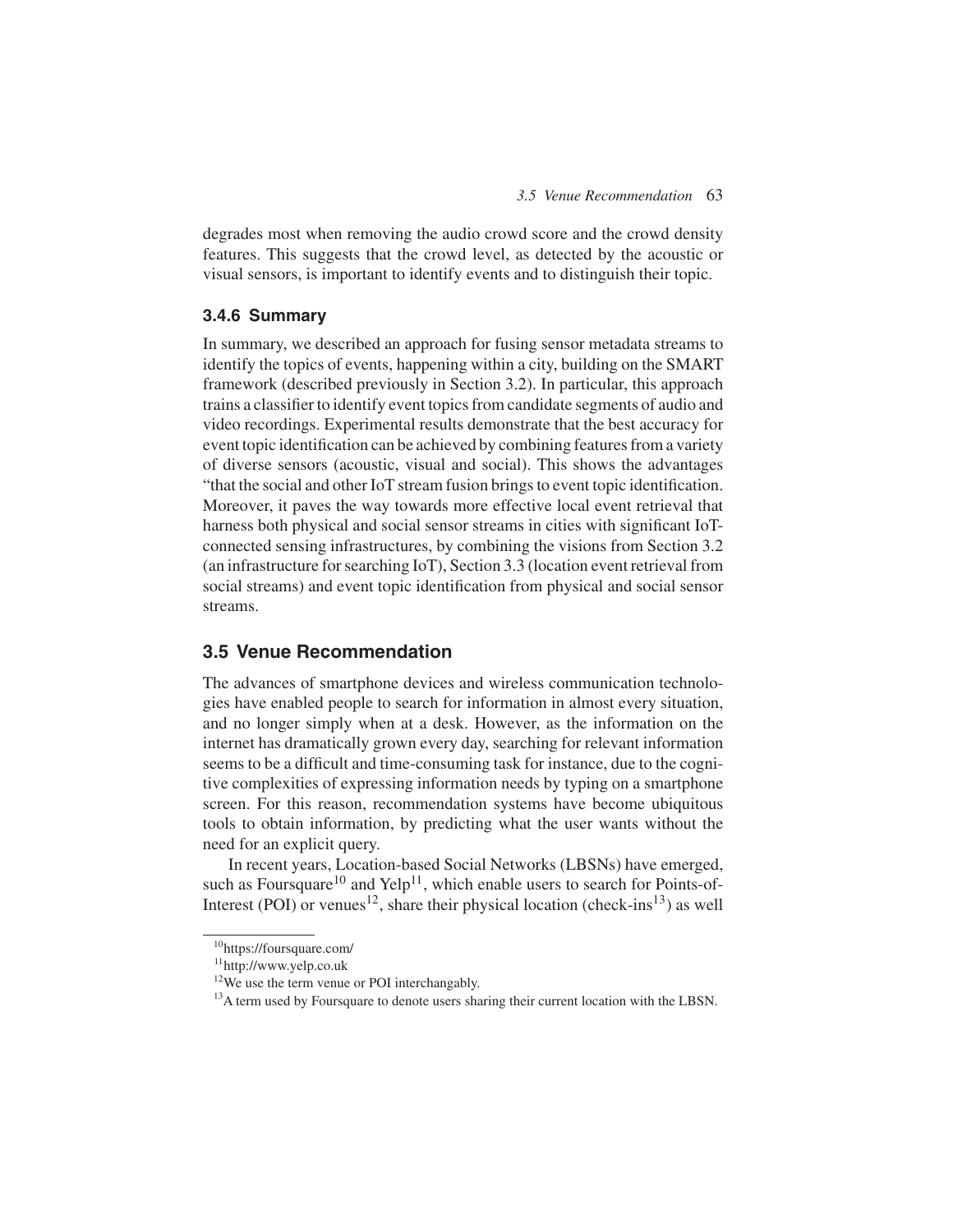degrades most when removing the audio crowd score and the crowd density features. This suggests that the crowd level, as detected by the acoustic or visual sensors, is important to identify events and to distinguish their topic.

### 3.4.6 Summary

In summary, we described an approach for fusing sensor metadata streams to identify the topics of events, happening within a city, building on the SMART framework (described previously in Section 3.2). In particular, this approach trains a classifier to identify event topics from candidate segments of audio and video recordings. Experimental results demonstrate that the best accuracy for event topic identification can be achieved by combining features from a variety of diverse sensors (acoustic, visual and social). This shows the advantages "that the social and other IoT stream fusion brings to event topic identification. Moreover, it paves the way towards more effective local event retrieval that harness both physical and social sensor streams in cities with significant IoT-connected sensing infrastructures, by combining the visions from Section 3.2 (an infrastructure for searching IoT), Section 3.3 (location event retrieval from social streams) and event topic identification from physical and social sensor streams.

## 3.5 Venue Recommendation

The advances of smartphone devices and wireless communication technologies have enabled people to search for information in almost every situation, and no longer simply when at a desk. However, as the information on the internet has dramatically grown every day, searching for relevant information seems to be a difficult and time-consuming task for instance, due to the cognitive complexities of expressing information needs by typing on a smartphone screen. For this reason, recommendation systems have become ubiquitous tools to obtain information, by predicting what the user wants without the need for an explicit query.

In recent years, Location-based Social Networks (LBSNs) have emerged, such as Foursquare[10] and Yelp[11], which enable users to search for Points-of-Interest (POI) or venues[12], share their physical location (check-ins[13]) as well

[10] https://foursquare.com/

[11] http://www.yelp.co.uk

[12] We use the term venue or POI interchangably.

[13] A term used by Foursquare to denote users sharing their current location with the LBSN.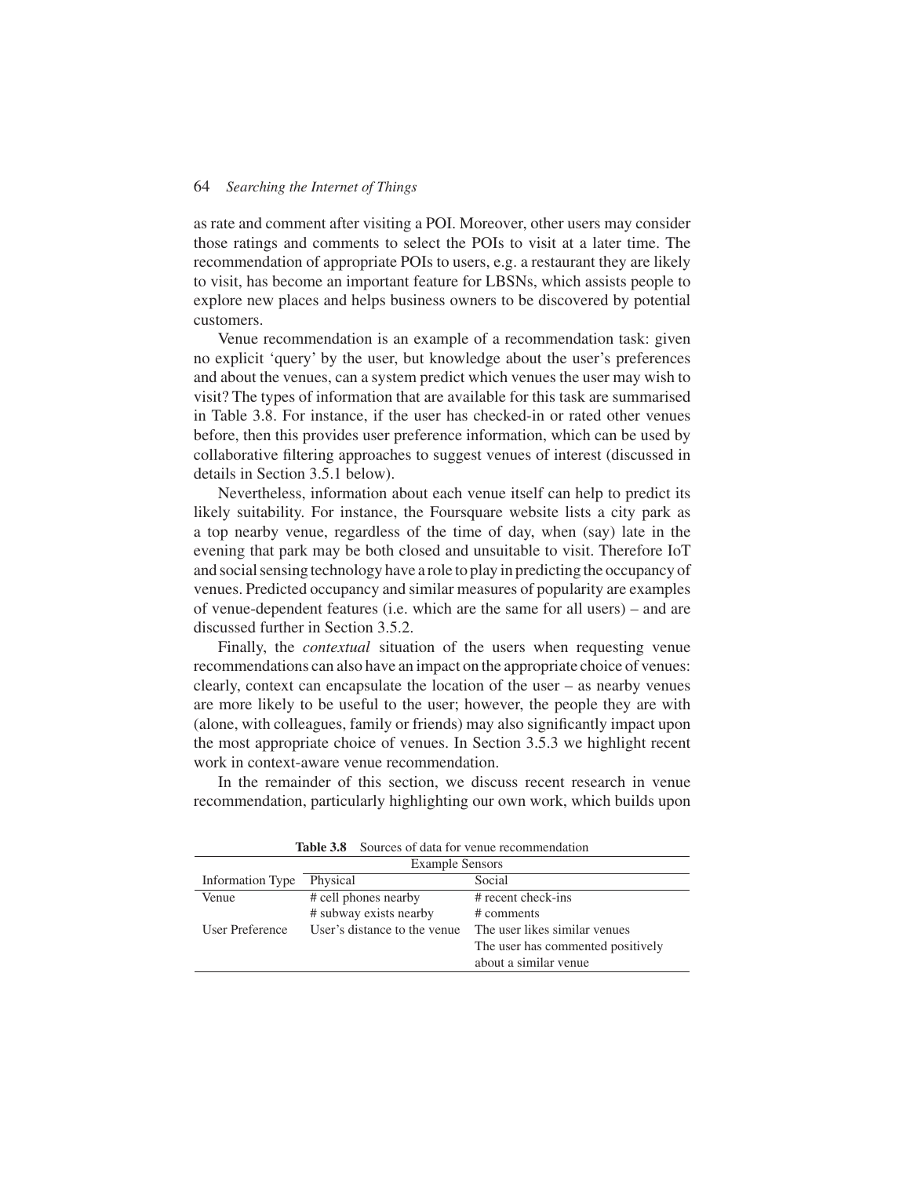as rate and comment after visiting a POI. Moreover, other users may consider those ratings and comments to select the POIs to visit at a later time. The recommendation of appropriate POIs to users, e.g. a restaurant they are likely to visit, has become an important feature for LBSNs, which assists people to explore new places and helps business owners to be discovered by potential customers.

Venue recommendation is an example of a recommendation task: given no explicit 'query' by the user, but knowledge about the user's preferences and about the venues, can a system predict which venues the user may wish to visit? The types of information that are available for this task are summarised in Table 3.8. For instance, if the user has checked-in or rated other venues before, then this provides user preference information, which can be used by collaborative filtering approaches to suggest venues of interest (discussed in details in Section 3.5.1 below).

Nevertheless, information about each venue itself can help to predict its likely suitability. For instance, the Foursquare website lists a city park as a top nearby venue, regardless of the time of day, when (say) late in the evening that park may be both closed and unsuitable to visit. Therefore IoT and social sensing technology have a role to play in predicting the occupancy of venues. Predicted occupancy and similar measures of popularity are examples of venue-dependent features (i.e. which are the same for all users) – and are discussed further in Section 3.5.2.

Finally, the *contextual* situation of the users when requesting venue recommendations can also have an impact on the appropriate choice of venues: clearly, context can encapsulate the location of the user – as nearby venues are more likely to be useful to the user; however, the people they are with (alone, with colleagues, family or friends) may also significantly impact upon the most appropriate choice of venues. In Section 3.5.3 we highlight recent work in context-aware venue recommendation.

In the remainder of this section, we discuss recent research in venue recommendation, particularly highlighting our own work, which builds upon

**Table 3.8** Sources of data for venue recommendation

| | Example Sensors | |
|---|---|---|
| Information Type | Physical | Social |
| Venue | # cell phones nearby<br># subway exists nearby | # recent check-ins<br># comments |
| User Preference | User's distance to the venue | The user likes similar venues<br>The user has commented positively about a similar venue |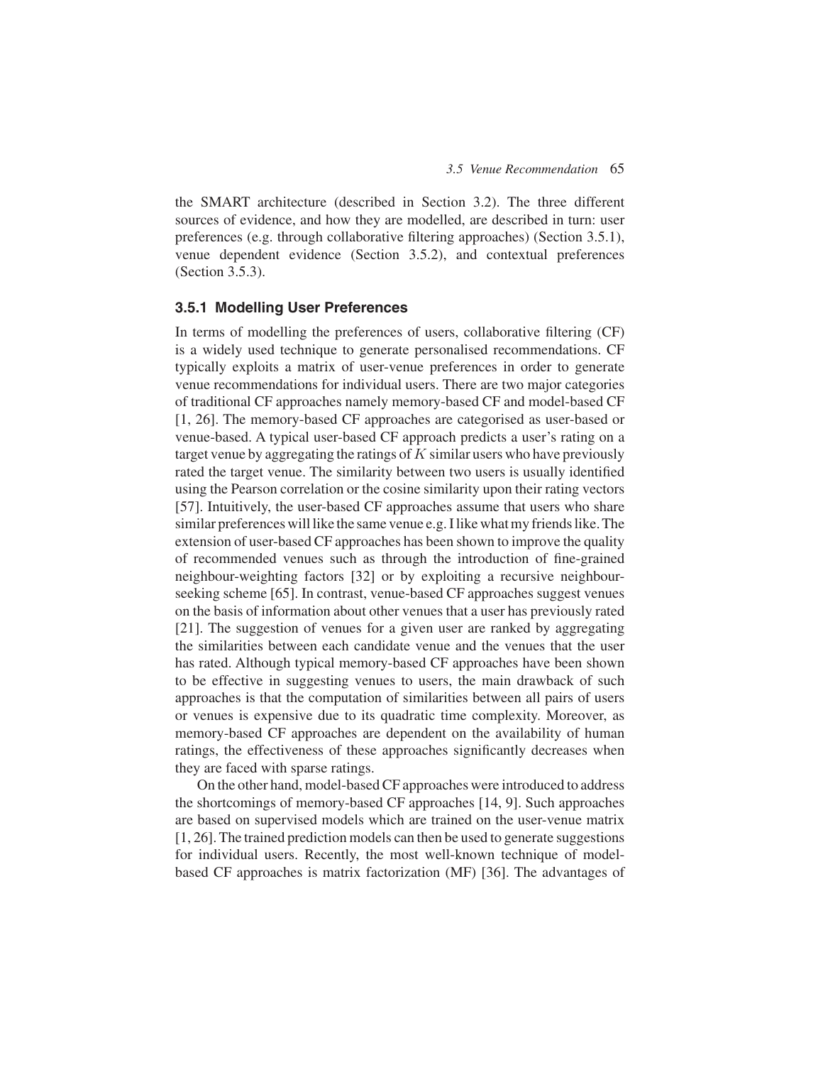the SMART architecture (described in Section 3.2). The three different sources of evidence, and how they are modelled, are described in turn: user preferences (e.g. through collaborative filtering approaches) (Section 3.5.1), venue dependent evidence (Section 3.5.2), and contextual preferences (Section 3.5.3).

### 3.5.1 Modelling User Preferences

In terms of modelling the preferences of users, collaborative filtering (CF) is a widely used technique to generate personalised recommendations. CF typically exploits a matrix of user-venue preferences in order to generate venue recommendations for individual users. There are two major categories of traditional CF approaches namely memory-based CF and model-based CF [1, 26]. The memory-based CF approaches are categorised as user-based or venue-based. A typical user-based CF approach predicts a user's rating on a target venue by aggregating the ratings of $K$ similar users who have previously rated the target venue. The similarity between two users is usually identified using the Pearson correlation or the cosine similarity upon their rating vectors [57]. Intuitively, the user-based CF approaches assume that users who share similar preferences will like the same venue e.g. I like what my friends like. The extension of user-based CF approaches has been shown to improve the quality of recommended venues such as through the introduction of fine-grained neighbour-weighting factors [32] or by exploiting a recursive neighbour-seeking scheme [65]. In contrast, venue-based CF approaches suggest venues on the basis of information about other venues that a user has previously rated [21]. The suggestion of venues for a given user are ranked by aggregating the similarities between each candidate venue and the venues that the user has rated. Although typical memory-based CF approaches have been shown to be effective in suggesting venues to users, the main drawback of such approaches is that the computation of similarities between all pairs of users or venues is expensive due to its quadratic time complexity. Moreover, as memory-based CF approaches are dependent on the availability of human ratings, the effectiveness of these approaches significantly decreases when they are faced with sparse ratings.

On the other hand, model-based CF approaches were introduced to address the shortcomings of memory-based CF approaches [14, 9]. Such approaches are based on supervised models which are trained on the user-venue matrix [1, 26]. The trained prediction models can then be used to generate suggestions for individual users. Recently, the most well-known technique of model-based CF approaches is matrix factorization (MF) [36]. The advantages of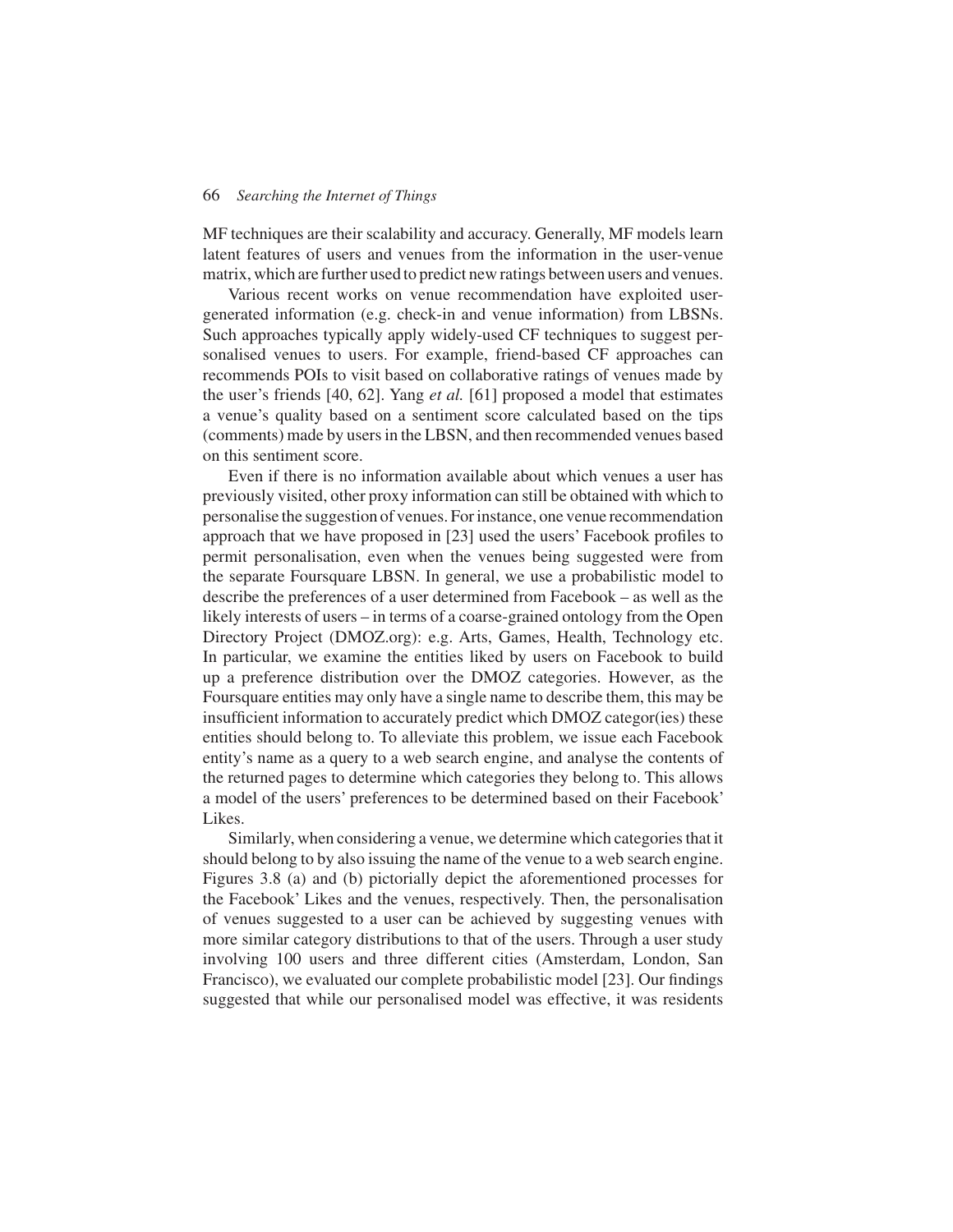MF techniques are their scalability and accuracy. Generally, MF models learn latent features of users and venues from the information in the user-venue matrix, which are further used to predict new ratings between users and venues.

Various recent works on venue recommendation have exploited user-generated information (e.g. check-in and venue information) from LBSNs. Such approaches typically apply widely-used CF techniques to suggest personalised venues to users. For example, friend-based CF approaches can recommends POIs to visit based on collaborative ratings of venues made by the user's friends [40, 62]. Yang *et al.* [61] proposed a model that estimates a venue's quality based on a sentiment score calculated based on the tips (comments) made by users in the LBSN, and then recommended venues based on this sentiment score.

Even if there is no information available about which venues a user has previously visited, other proxy information can still be obtained with which to personalise the suggestion of venues. For instance, one venue recommendation approach that we have proposed in [23] used the users' Facebook profiles to permit personalisation, even when the venues being suggested were from the separate Foursquare LBSN. In general, we use a probabilistic model to describe the preferences of a user determined from Facebook – as well as the likely interests of users – in terms of a coarse-grained ontology from the Open Directory Project (DMOZ.org): e.g. Arts, Games, Health, Technology etc. In particular, we examine the entities liked by users on Facebook to build up a preference distribution over the DMOZ categories. However, as the Foursquare entities may only have a single name to describe them, this may be insufficient information to accurately predict which DMOZ categor(ies) these entities should belong to. To alleviate this problem, we issue each Facebook entity's name as a query to a web search engine, and analyse the contents of the returned pages to determine which categories they belong to. This allows a model of the users' preferences to be determined based on their Facebook' Likes.

Similarly, when considering a venue, we determine which categories that it should belong to by also issuing the name of the venue to a web search engine. Figures 3.8 (a) and (b) pictorially depict the aforementioned processes for the Facebook' Likes and the venues, respectively. Then, the personalisation of venues suggested to a user can be achieved by suggesting venues with more similar category distributions to that of the users. Through a user study involving 100 users and three different cities (Amsterdam, London, San Francisco), we evaluated our complete probabilistic model [23]. Our findings suggested that while our personalised model was effective, it was residents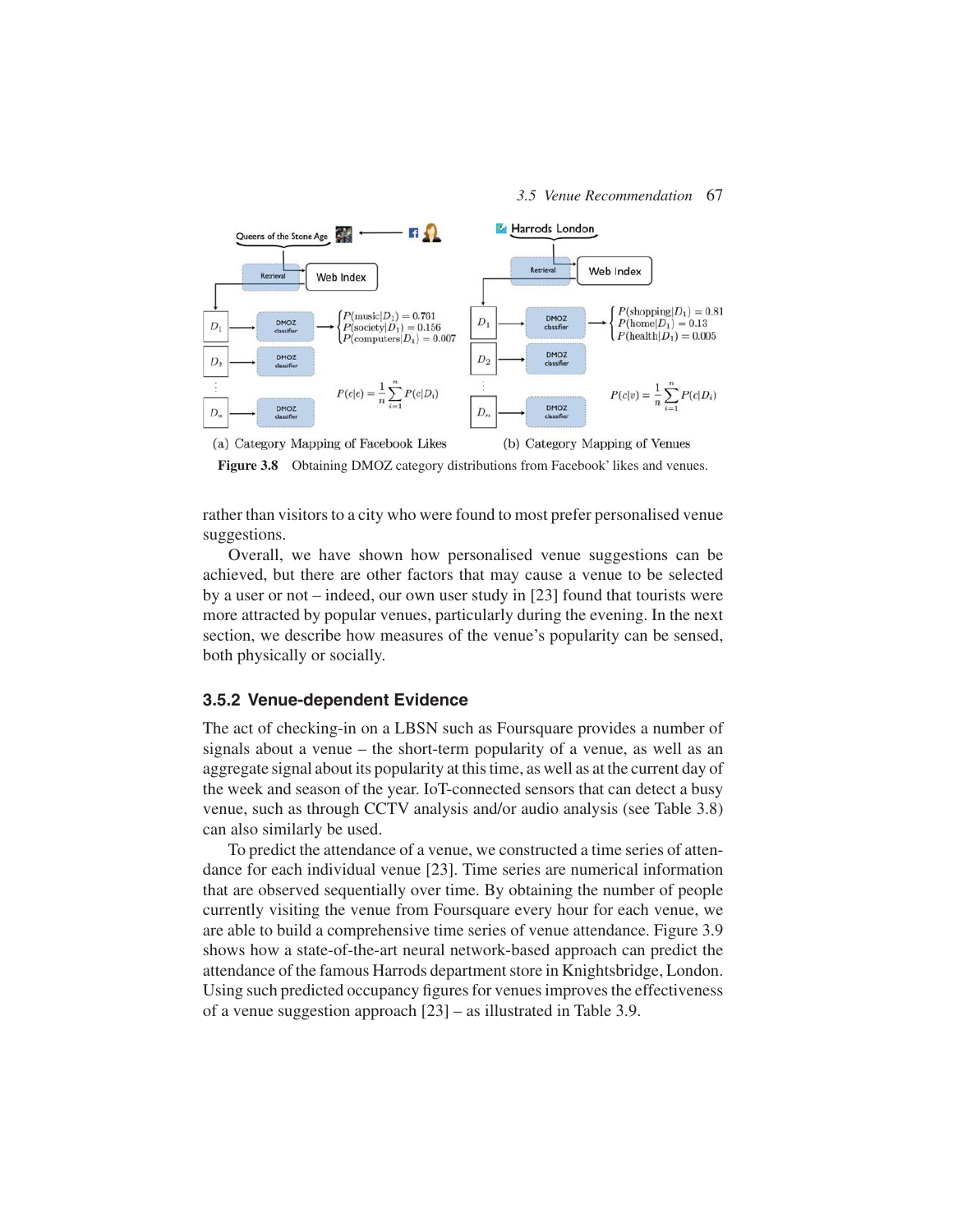(a) Category Mapping of Facebook Likes (b) Category Mapping of Venues

**Figure 3.8** Obtaining DMOZ category distributions from Facebook' likes and venues.

rather than visitors to a city who were found to most prefer personalised venue suggestions.

Overall, we have shown how personalised venue suggestions can be achieved, but there are other factors that may cause a venue to be selected by a user or not – indeed, our own user study in [23] found that tourists were more attracted by popular venues, particularly during the evening. In the next section, we describe how measures of the venue's popularity can be sensed, both physically or socially.

### 3.5.2 Venue-dependent Evidence

The act of checking-in on a LBSN such as Foursquare provides a number of signals about a venue – the short-term popularity of a venue, as well as an aggregate signal about its popularity at this time, as well as at the current day of the week and season of the year. IoT-connected sensors that can detect a busy venue, such as through CCTV analysis and/or audio analysis (see Table 3.8) can also similarly be used.

To predict the attendance of a venue, we constructed a time series of attendance for each individual venue [23]. Time series are numerical information that are observed sequentially over time. By obtaining the number of people currently visiting the venue from Foursquare every hour for each venue, we are able to build a comprehensive time series of venue attendance. Figure 3.9 shows how a state-of-the-art neural network-based approach can predict the attendance of the famous Harrods department store in Knightsbridge, London. Using such predicted occupancy figures for venues improves the effectiveness of a venue suggestion approach [23] – as illustrated in Table 3.9.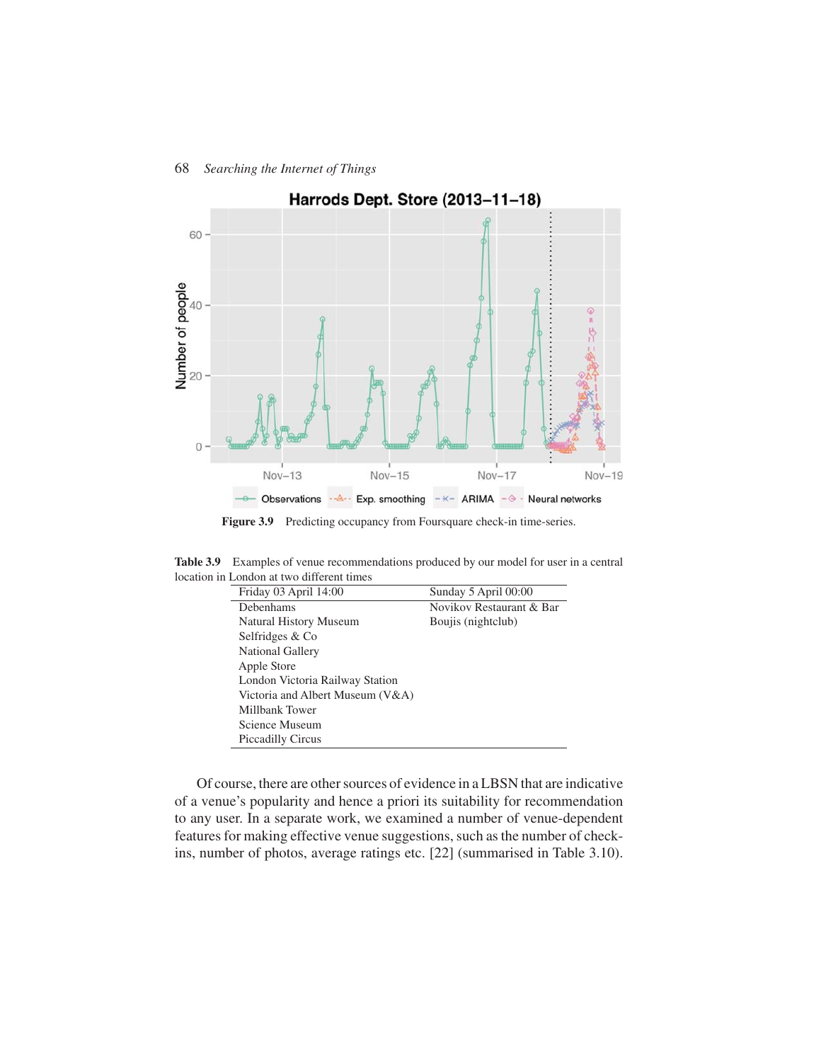Figure 3.9 Predicting occupancy from Foursquare check-in time-series.

Table 3.9 Examples of venue recommendations produced by our model for user in a central location in London at two different times

| Friday 03 April 14:00 | Sunday 5 April 00:00 |
|---|---|
| Debenhams | Novikov Restaurant & Bar |
| Natural History Museum | Boujis (nightclub) |
| Selfridges & Co | |
| National Gallery | |
| Apple Store | |
| London Victoria Railway Station | |
| Victoria and Albert Museum (V&A) | |
| Millbank Tower | |
| Science Museum | |
| Piccadilly Circus | |

Of course, there are other sources of evidence in a LBSN that are indicative of a venue's popularity and hence a priori its suitability for recommendation to any user. In a separate work, we examined a number of venue-dependent features for making effective venue suggestions, such as the number of check-ins, number of photos, average ratings etc. [22] (summarised in Table 3.10).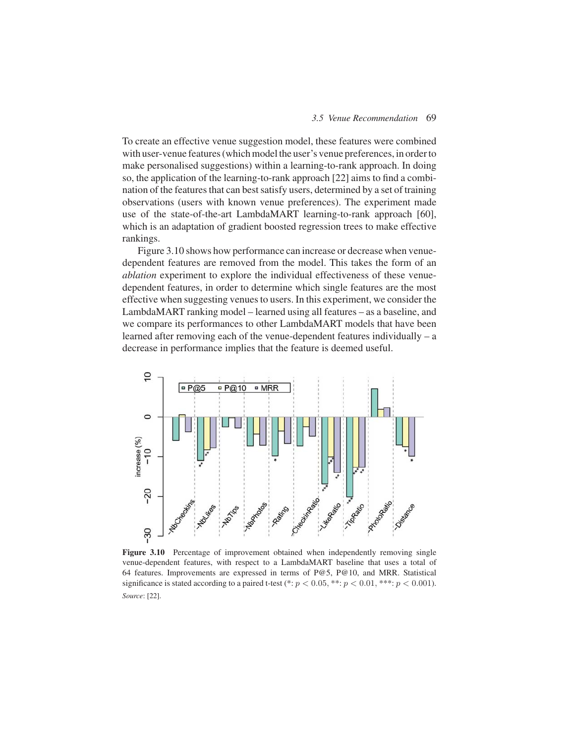To create an effective venue suggestion model, these features were combined with user-venue features (which model the user's venue preferences, in order to make personalised suggestions) within a learning-to-rank approach. In doing so, the application of the learning-to-rank approach [22] aims to find a combination of the features that can best satisfy users, determined by a set of training observations (users with known venue preferences). The experiment made use of the state-of-the-art LambdaMART learning-to-rank approach [60], which is an adaptation of gradient boosted regression trees to make effective rankings.

Figure 3.10 shows how performance can increase or decrease when venue-dependent features are removed from the model. This takes the form of an *ablation* experiment to explore the individual effectiveness of these venue-dependent features, in order to determine which single features are the most effective when suggesting venues to users. In this experiment, we consider the LambdaMART ranking model – learned using all features – as a baseline, and we compare its performances to other LambdaMART models that have been learned after removing each of the venue-dependent features individually – a decrease in performance implies that the feature is deemed useful.

**Figure 3.10** Percentage of improvement obtained when independently removing single venue-dependent features, with respect to a LambdaMART baseline that uses a total of 64 features. Improvements are expressed in terms of P@5, P@10, and MRR. Statistical significance is stated according to a paired t-test (*: $p < 0.05$, **: $p < 0.01$, ***: $p < 0.001$). *Source*: [22].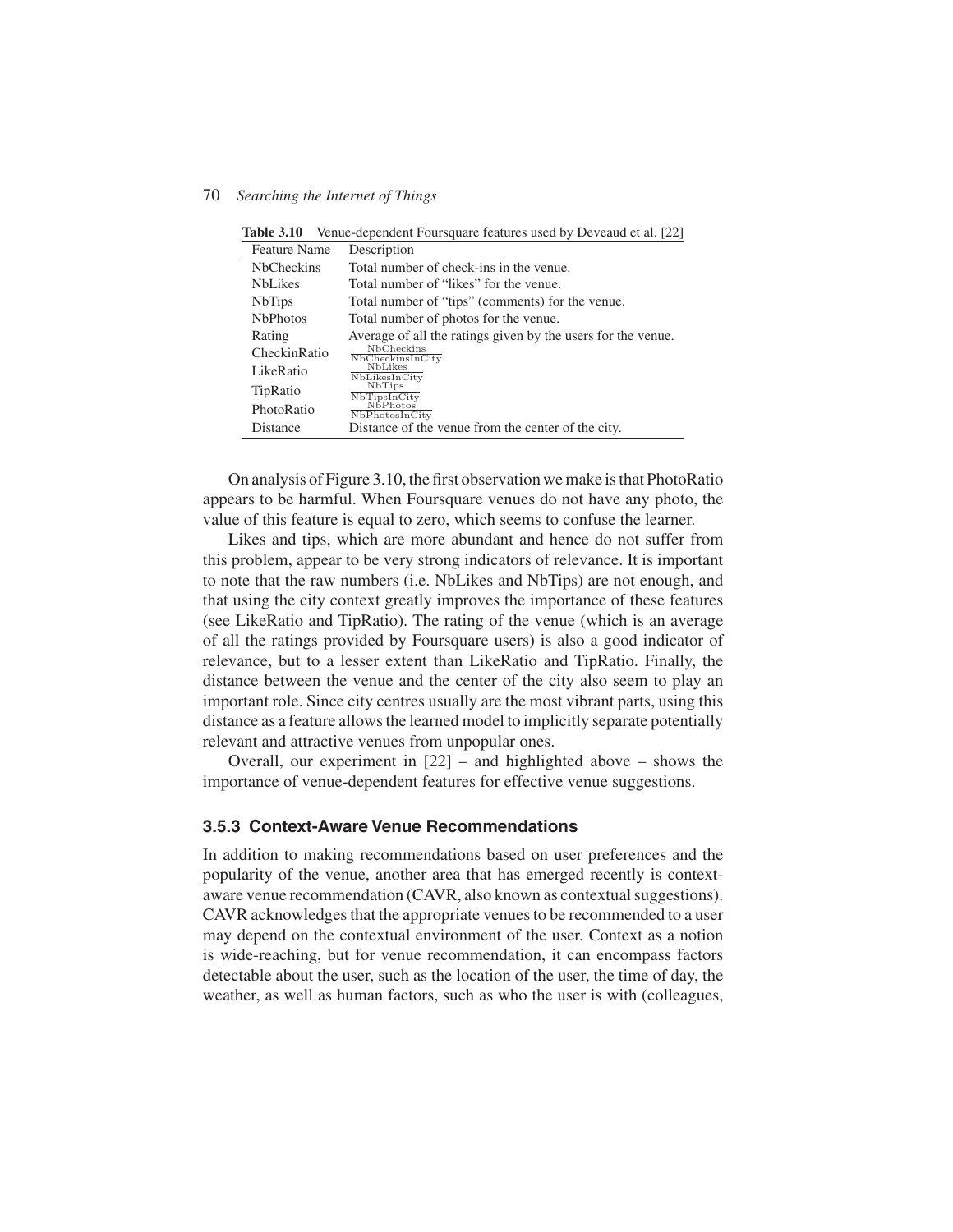**Table 3.10** Venue-dependent Foursquare features used by Deveaud et al. [22]

| Feature Name | Description |
|---|---|
| NbCheckins | Total number of check-ins in the venue. |
| NbLikes | Total number of "likes" for the venue. |
| NbTips | Total number of "tips" (comments) for the venue. |
| NbPhotos | Total number of photos for the venue. |
| Rating | Average of all the ratings given by the users for the venue. |
| CheckinRatio | $\frac{\text{NbCheckins}}{\text{NbCheckinsInCity}}$ |
| LikeRatio | $\frac{\text{NbLikes}}{\text{NbLikesInCity}}$ |
| TipRatio | $\frac{\text{NbTips}}{\text{NbTipsInCity}}$ |
| PhotoRatio | $\frac{\text{NbPhotos}}{\text{NbPhotosInCity}}$ |
| Distance | Distance of the venue from the center of the city. |

On analysis of Figure 3.10, the first observation we make is that PhotoRatio appears to be harmful. When Foursquare venues do not have any photo, the value of this feature is equal to zero, which seems to confuse the learner.

Likes and tips, which are more abundant and hence do not suffer from this problem, appear to be very strong indicators of relevance. It is important to note that the raw numbers (i.e. NbLikes and NbTips) are not enough, and that using the city context greatly improves the importance of these features (see LikeRatio and TipRatio). The rating of the venue (which is an average of all the ratings provided by Foursquare users) is also a good indicator of relevance, but to a lesser extent than LikeRatio and TipRatio. Finally, the distance between the venue and the center of the city also seem to play an important role. Since city centres usually are the most vibrant parts, using this distance as a feature allows the learned model to implicitly separate potentially relevant and attractive venues from unpopular ones.

Overall, our experiment in [22] – and highlighted above – shows the importance of venue-dependent features for effective venue suggestions.

### 3.5.3 Context-Aware Venue Recommendations

In addition to making recommendations based on user preferences and the popularity of the venue, another area that has emerged recently is context-aware venue recommendation (CAVR, also known as contextual suggestions). CAVR acknowledges that the appropriate venues to be recommended to a user may depend on the contextual environment of the user. Context as a notion is wide-reaching, but for venue recommendation, it can encompass factors detectable about the user, such as the location of the user, the time of day, the weather, as well as human factors, such as who the user is with (colleagues,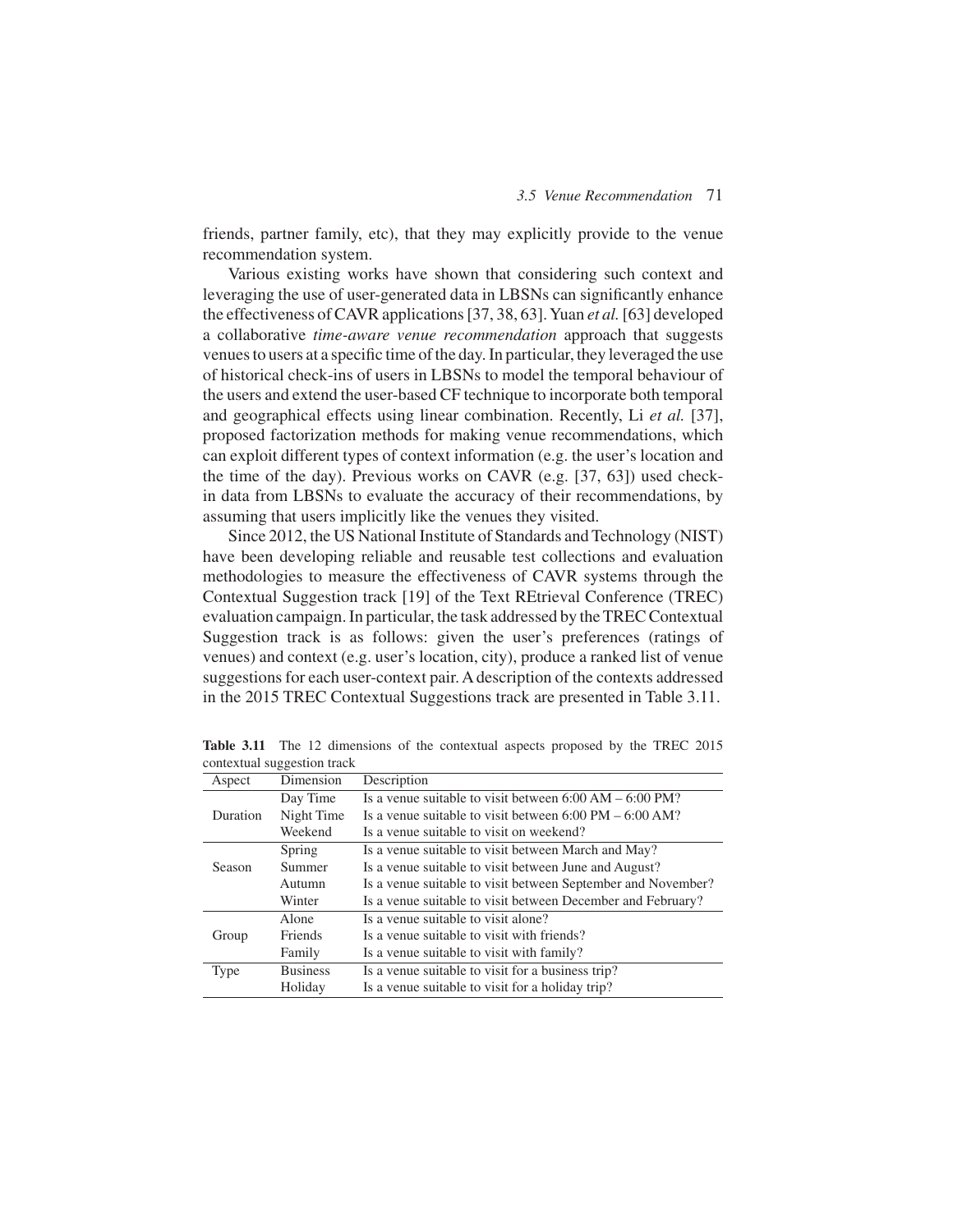friends, partner family, etc), that they may explicitly provide to the venue recommendation system.

Various existing works have shown that considering such context and leveraging the use of user-generated data in LBSNs can significantly enhance the effectiveness of CAVR applications [37, 38, 63]. Yuan *et al.* [63] developed a collaborative *time-aware venue recommendation* approach that suggests venues to users at a specific time of the day. In particular, they leveraged the use of historical check-ins of users in LBSNs to model the temporal behaviour of the users and extend the user-based CF technique to incorporate both temporal and geographical effects using linear combination. Recently, Li *et al.* [37], proposed factorization methods for making venue recommendations, which can exploit different types of context information (e.g. the user's location and the time of the day). Previous works on CAVR (e.g. [37, 63]) used check-in data from LBSNs to evaluate the accuracy of their recommendations, by assuming that users implicitly like the venues they visited.

Since 2012, the US National Institute of Standards and Technology (NIST) have been developing reliable and reusable test collections and evaluation methodologies to measure the effectiveness of CAVR systems through the Contextual Suggestion track [19] of the Text REtrieval Conference (TREC) evaluation campaign. In particular, the task addressed by the TREC Contextual Suggestion track is as follows: given the user's preferences (ratings of venues) and context (e.g. user's location, city), produce a ranked list of venue suggestions for each user-context pair. A description of the contexts addressed in the 2015 TREC Contextual Suggestions track are presented in Table 3.11.

**Table 3.11** The 12 dimensions of the contextual aspects proposed by the TREC 2015 contextual suggestion track

| Aspect | Dimension | Description |
|---|---|---|
| Duration | Day Time | Is a venue suitable to visit between 6:00 AM – 6:00 PM? |
| | Night Time | Is a venue suitable to visit between 6:00 PM – 6:00 AM? |
| | Weekend | Is a venue suitable to visit on weekend? |
| Season | Spring | Is a venue suitable to visit between March and May? |
| | Summer | Is a venue suitable to visit between June and August? |
| | Autumn | Is a venue suitable to visit between September and November? |
| | Winter | Is a venue suitable to visit between December and February? |
| Group | Alone | Is a venue suitable to visit alone? |
| | Friends | Is a venue suitable to visit with friends? |
| | Family | Is a venue suitable to visit with family? |
| Type | Business | Is a venue suitable to visit for a business trip? |
| | Holiday | Is a venue suitable to visit for a holiday trip? |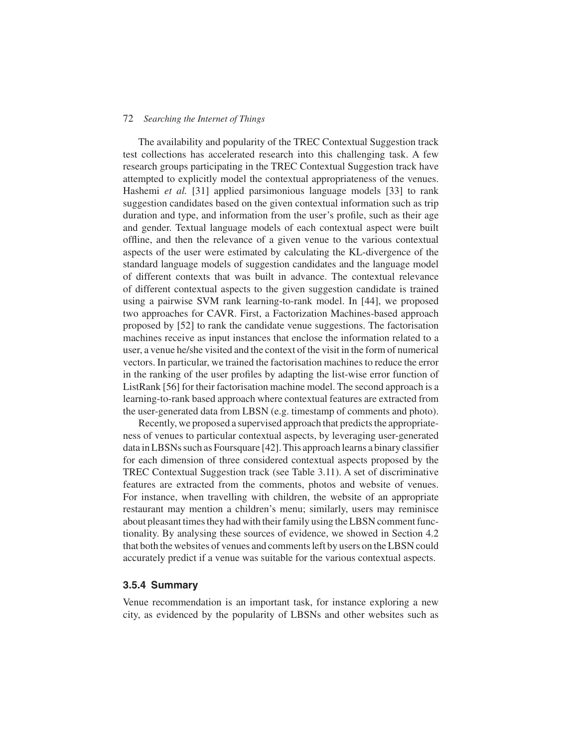The availability and popularity of the TREC Contextual Suggestion track test collections has accelerated research into this challenging task. A few research groups participating in the TREC Contextual Suggestion track have attempted to explicitly model the contextual appropriateness of the venues. Hashemi *et al.* [31] applied parsimonious language models [33] to rank suggestion candidates based on the given contextual information such as trip duration and type, and information from the user's profile, such as their age and gender. Textual language models of each contextual aspect were built offline, and then the relevance of a given venue to the various contextual aspects of the user were estimated by calculating the KL-divergence of the standard language models of suggestion candidates and the language model of different contexts that was built in advance. The contextual relevance of different contextual aspects to the given suggestion candidate is trained using a pairwise SVM rank learning-to-rank model. In [44], we proposed two approaches for CAVR. First, a Factorization Machines-based approach proposed by [52] to rank the candidate venue suggestions. The factorisation machines receive as input instances that enclose the information related to a user, a venue he/she visited and the context of the visit in the form of numerical vectors. In particular, we trained the factorisation machines to reduce the error in the ranking of the user profiles by adapting the list-wise error function of ListRank [56] for their factorisation machine model. The second approach is a learning-to-rank based approach where contextual features are extracted from the user-generated data from LBSN (e.g. timestamp of comments and photo).

Recently, we proposed a supervised approach that predicts the appropriateness of venues to particular contextual aspects, by leveraging user-generated data in LBSNs such as Foursquare [42]. This approach learns a binary classifier for each dimension of three considered contextual aspects proposed by the TREC Contextual Suggestion track (see Table 3.11). A set of discriminative features are extracted from the comments, photos and website of venues. For instance, when travelling with children, the website of an appropriate restaurant may mention a children's menu; similarly, users may reminisce about pleasant times they had with their family using the LBSN comment functionality. By analysing these sources of evidence, we showed in Section 4.2 that both the websites of venues and comments left by users on the LBSN could accurately predict if a venue was suitable for the various contextual aspects.

### 3.5.4 Summary

Venue recommendation is an important task, for instance exploring a new city, as evidenced by the popularity of LBSNs and other websites such as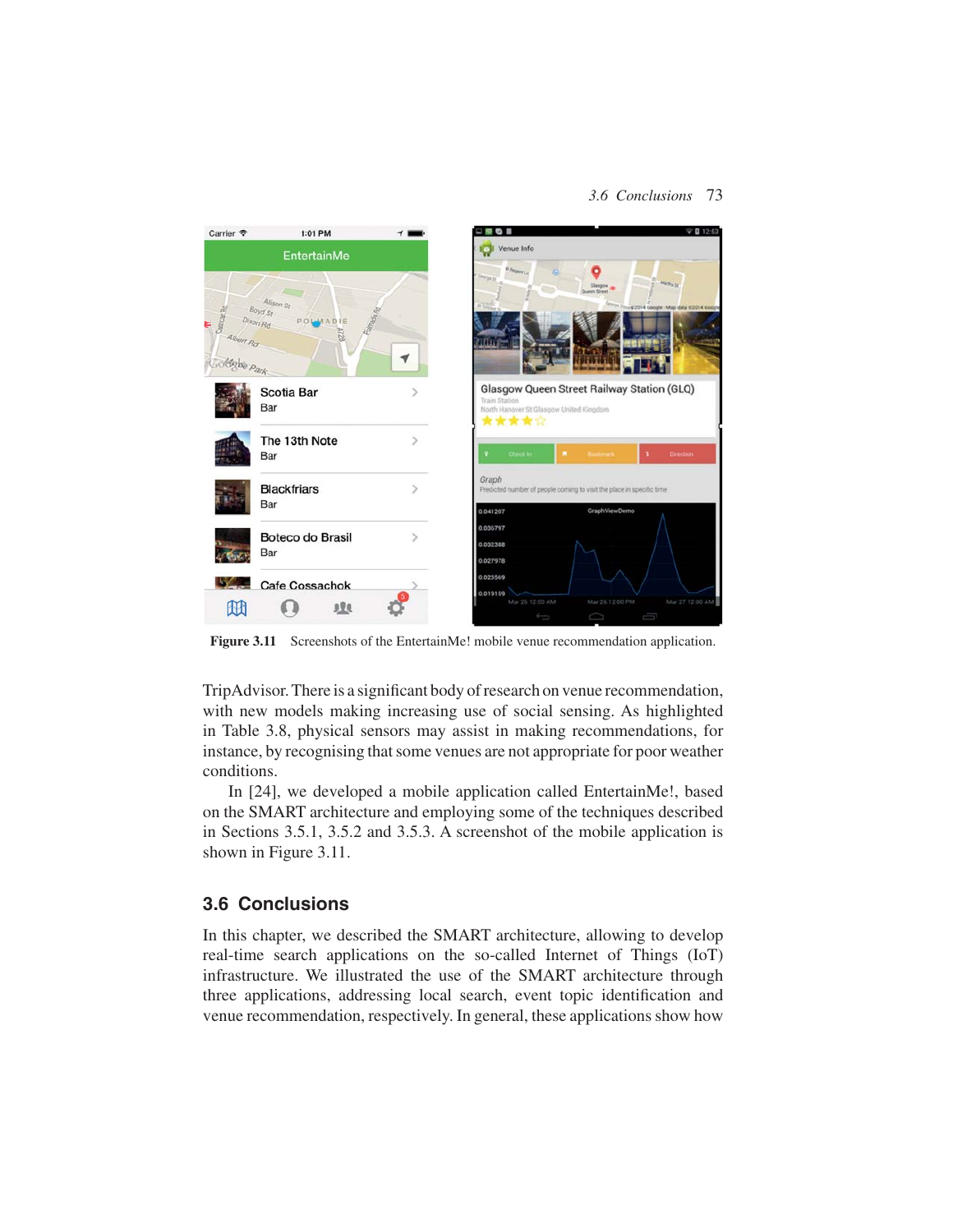Figure 3.11 Screenshots of the EntertainMe! mobile venue recommendation application.

TripAdvisor. There is a significant body of research on venue recommendation, with new models making increasing use of social sensing. As highlighted in Table 3.8, physical sensors may assist in making recommendations, for instance, by recognising that some venues are not appropriate for poor weather conditions.

In [24], we developed a mobile application called EntertainMe!, based on the SMART architecture and employing some of the techniques described in Sections 3.5.1, 3.5.2 and 3.5.3. A screenshot of the mobile application is shown in Figure 3.11.

## 3.6 Conclusions

In this chapter, we described the SMART architecture, allowing to develop real-time search applications on the so-called Internet of Things (IoT) infrastructure. We illustrated the use of the SMART architecture through three applications, addressing local search, event topic identification and venue recommendation, respectively. In general, these applications show how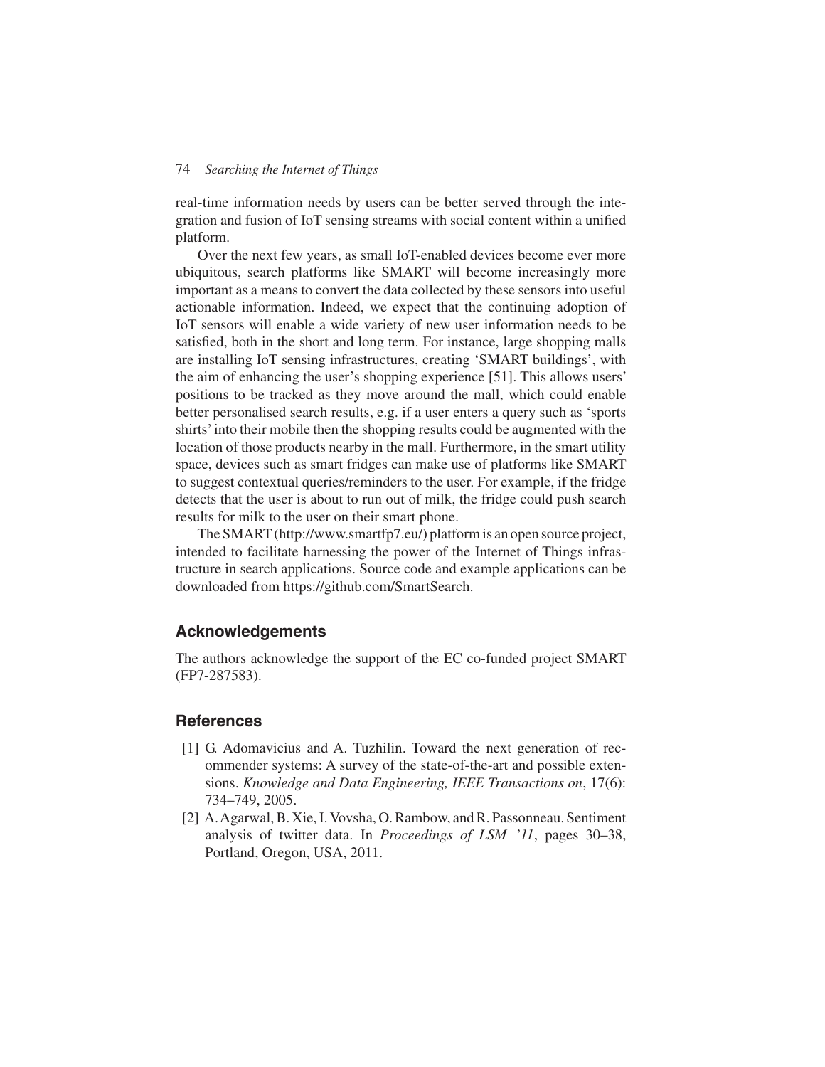real-time information needs by users can be better served through the integration and fusion of IoT sensing streams with social content within a unified platform.

Over the next few years, as small IoT-enabled devices become ever more ubiquitous, search platforms like SMART will become increasingly more important as a means to convert the data collected by these sensors into useful actionable information. Indeed, we expect that the continuing adoption of IoT sensors will enable a wide variety of new user information needs to be satisfied, both in the short and long term. For instance, large shopping malls are installing IoT sensing infrastructures, creating 'SMART buildings', with the aim of enhancing the user's shopping experience [51]. This allows users' positions to be tracked as they move around the mall, which could enable better personalised search results, e.g. if a user enters a query such as 'sports shirts' into their mobile then the shopping results could be augmented with the location of those products nearby in the mall. Furthermore, in the smart utility space, devices such as smart fridges can make use of platforms like SMART to suggest contextual queries/reminders to the user. For example, if the fridge detects that the user is about to run out of milk, the fridge could push search results for milk to the user on their smart phone.

The SMART (http://www.smartfp7.eu/) platform is an open source project, intended to facilitate harnessing the power of the Internet of Things infrastructure in search applications. Source code and example applications can be downloaded from https://github.com/SmartSearch.

## Acknowledgements

The authors acknowledge the support of the EC co-funded project SMART (FP7-287583).

## References

[1] G. Adomavicius and A. Tuzhilin. Toward the next generation of recommender systems: A survey of the state-of-the-art and possible extensions. *Knowledge and Data Engineering, IEEE Transactions on*, 17(6): 734–749, 2005.

[2] A. Agarwal, B. Xie, I. Vovsha, O. Rambow, and R. Passonneau. Sentiment analysis of twitter data. In *Proceedings of LSM '11*, pages 30–38, Portland, Oregon, USA, 2011.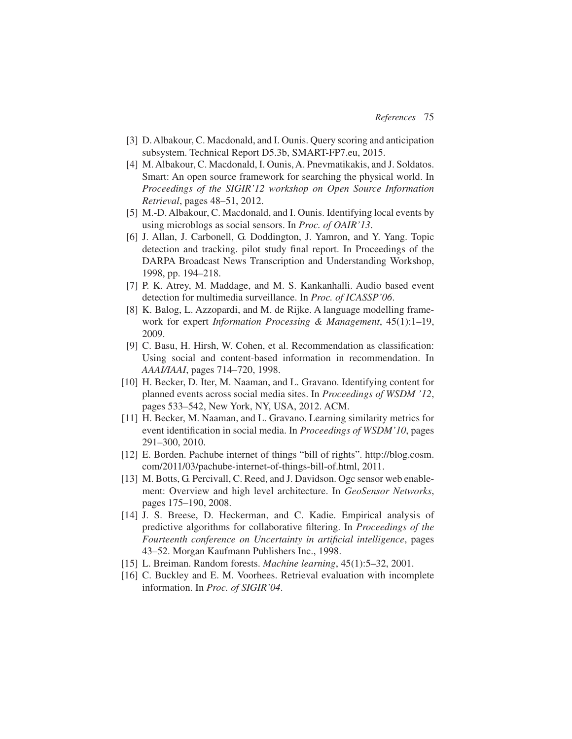[3] D. Albakour, C. Macdonald, and I. Ounis. Query scoring and anticipation subsystem. Technical Report D5.3b, SMART-FP7.eu, 2015.

[4] M. Albakour, C. Macdonald, I. Ounis, A. Pnevmatikakis, and J. Soldatos. Smart: An open source framework for searching the physical world. In *Proceedings of the SIGIR'12 workshop on Open Source Information Retrieval*, pages 48–51, 2012.

[5] M.-D. Albakour, C. Macdonald, and I. Ounis. Identifying local events by using microblogs as social sensors. In *Proc. of OAIR'13*.

[6] J. Allan, J. Carbonell, G. Doddington, J. Yamron, and Y. Yang. Topic detection and tracking. pilot study final report. In Proceedings of the DARPA Broadcast News Transcription and Understanding Workshop, 1998, pp. 194–218.

[7] P. K. Atrey, M. Maddage, and M. S. Kankanhalli. Audio based event detection for multimedia surveillance. In *Proc. of ICASSP'06*.

[8] K. Balog, L. Azzopardi, and M. de Rijke. A language modelling framework for expert *Information Processing & Management*, 45(1):1–19, 2009.

[9] C. Basu, H. Hirsh, W. Cohen, et al. Recommendation as classification: Using social and content-based information in recommendation. In *AAAI/IAAI*, pages 714–720, 1998.

[10] H. Becker, D. Iter, M. Naaman, and L. Gravano. Identifying content for planned events across social media sites. In *Proceedings of WSDM '12*, pages 533–542, New York, NY, USA, 2012. ACM.

[11] H. Becker, M. Naaman, and L. Gravano. Learning similarity metrics for event identification in social media. In *Proceedings of WSDM'10*, pages 291–300, 2010.

[12] E. Borden. Pachube internet of things "bill of rights". http://blog.cosm.com/2011/03/pachube-internet-of-things-bill-of.html, 2011.

[13] M. Botts, G. Percivall, C. Reed, and J. Davidson. Ogc sensor web enablement: Overview and high level architecture. In *GeoSensor Networks*, pages 175–190, 2008.

[14] J. S. Breese, D. Heckerman, and C. Kadie. Empirical analysis of predictive algorithms for collaborative filtering. In *Proceedings of the Fourteenth conference on Uncertainty in artificial intelligence*, pages 43–52. Morgan Kaufmann Publishers Inc., 1998.

[15] L. Breiman. Random forests. *Machine learning*, 45(1):5–32, 2001.

[16] C. Buckley and E. M. Voorhees. Retrieval evaluation with incomplete information. In *Proc. of SIGIR'04*.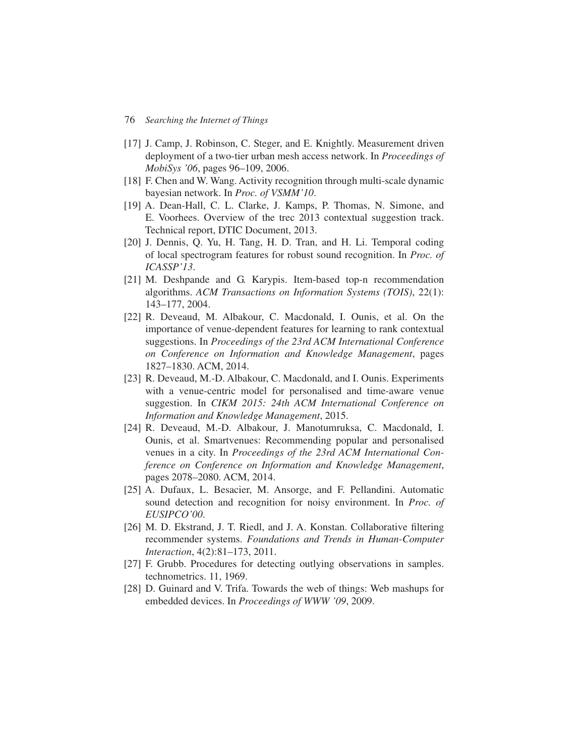[17] J. Camp, J. Robinson, C. Steger, and E. Knightly. Measurement driven deployment of a two-tier urban mesh access network. In *Proceedings of MobiSys '06*, pages 96–109, 2006.

[18] F. Chen and W. Wang. Activity recognition through multi-scale dynamic bayesian network. In *Proc. of VSMM'10*.

[19] A. Dean-Hall, C. L. Clarke, J. Kamps, P. Thomas, N. Simone, and E. Voorhees. Overview of the trec 2013 contextual suggestion track. Technical report, DTIC Document, 2013.

[20] J. Dennis, Q. Yu, H. Tang, H. D. Tran, and H. Li. Temporal coding of local spectrogram features for robust sound recognition. In *Proc. of ICASSP'13*.

[21] M. Deshpande and G. Karypis. Item-based top-n recommendation algorithms. *ACM Transactions on Information Systems (TOIS)*, 22(1): 143–177, 2004.

[22] R. Deveaud, M. Albakour, C. Macdonald, I. Ounis, et al. On the importance of venue-dependent features for learning to rank contextual suggestions. In *Proceedings of the 23rd ACM International Conference on Conference on Information and Knowledge Management*, pages 1827–1830. ACM, 2014.

[23] R. Deveaud, M.-D. Albakour, C. Macdonald, and I. Ounis. Experiments with a venue-centric model for personalised and time-aware venue suggestion. In *CIKM 2015: 24th ACM International Conference on Information and Knowledge Management*, 2015.

[24] R. Deveaud, M.-D. Albakour, J. Manotumruksa, C. Macdonald, I. Ounis, et al. Smartvenues: Recommending popular and personalised venues in a city. In *Proceedings of the 23rd ACM International Conference on Conference on Information and Knowledge Management*, pages 2078–2080. ACM, 2014.

[25] A. Dufaux, L. Besacier, M. Ansorge, and F. Pellandini. Automatic sound detection and recognition for noisy environment. In *Proc. of EUSIPCO'00*.

[26] M. D. Ekstrand, J. T. Riedl, and J. A. Konstan. Collaborative filtering recommender systems. *Foundations and Trends in Human-Computer Interaction*, 4(2):81–173, 2011.

[27] F. Grubb. Procedures for detecting outlying observations in samples. technometrics. 11, 1969.

[28] D. Guinard and V. Trifa. Towards the web of things: Web mashups for embedded devices. In *Proceedings of WWW '09*, 2009.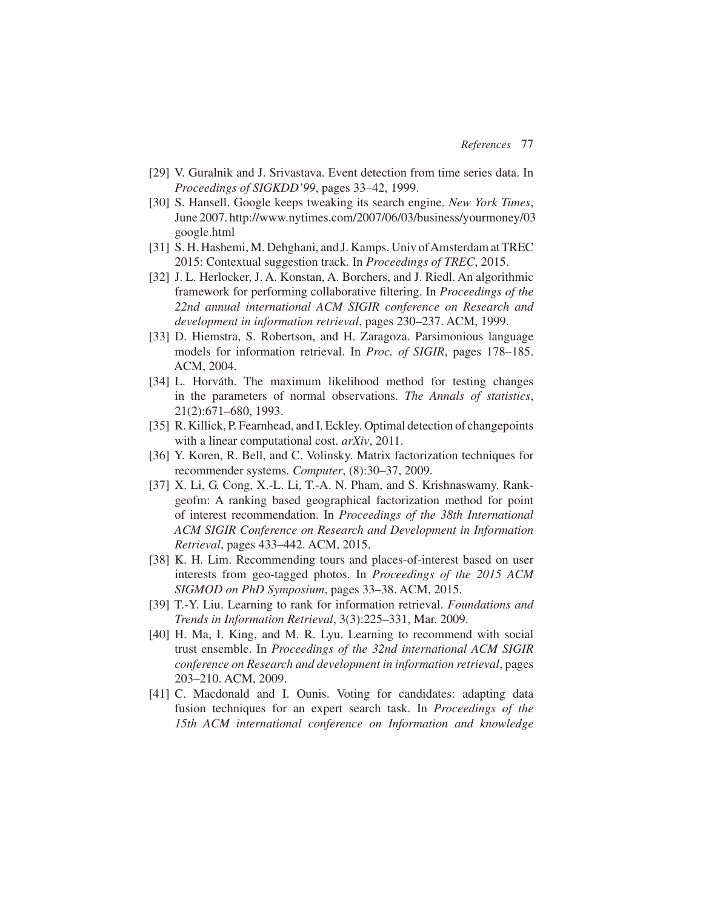[29] V. Guralnik and J. Srivastava. Event detection from time series data. In *Proceedings of SIGKDD'99*, pages 33–42, 1999.

[30] S. Hansell. Google keeps tweaking its search engine. *New York Times*, June 2007. http://www.nytimes.com/2007/06/03/business/yourmoney/03google.html

[31] S. H. Hashemi, M. Dehghani, and J. Kamps. Univ of Amsterdam at TREC 2015: Contextual suggestion track. In *Proceedings of TREC*, 2015.

[32] J. L. Herlocker, J. A. Konstan, A. Borchers, and J. Riedl. An algorithmic framework for performing collaborative filtering. In *Proceedings of the 22nd annual international ACM SIGIR conference on Research and development in information retrieval*, pages 230–237. ACM, 1999.

[33] D. Hiemstra, S. Robertson, and H. Zaragoza. Parsimonious language models for information retrieval. In *Proc. of SIGIR*, pages 178–185. ACM, 2004.

[34] L. Horváth. The maximum likelihood method for testing changes in the parameters of normal observations. *The Annals of statistics*, 21(2):671–680, 1993.

[35] R. Killick, P. Fearnhead, and I. Eckley. Optimal detection of changepoints with a linear computational cost. *arXiv*, 2011.

[36] Y. Koren, R. Bell, and C. Volinsky. Matrix factorization techniques for recommender systems. *Computer*, (8):30–37, 2009.

[37] X. Li, G. Cong, X.-L. Li, T.-A. N. Pham, and S. Krishnaswamy. Rank-geofm: A ranking based geographical factorization method for point of interest recommendation. In *Proceedings of the 38th International ACM SIGIR Conference on Research and Development in Information Retrieval*, pages 433–442. ACM, 2015.

[38] K. H. Lim. Recommending tours and places-of-interest based on user interests from geo-tagged photos. In *Proceedings of the 2015 ACM SIGMOD on PhD Symposium*, pages 33–38. ACM, 2015.

[39] T.-Y. Liu. Learning to rank for information retrieval. *Foundations and Trends in Information Retrieval*, 3(3):225–331, Mar. 2009.

[40] H. Ma, I. King, and M. R. Lyu. Learning to recommend with social trust ensemble. In *Proceedings of the 32nd international ACM SIGIR conference on Research and development in information retrieval*, pages 203–210. ACM, 2009.

[41] C. Macdonald and I. Ounis. Voting for candidates: adapting data fusion techniques for an expert search task. In *Proceedings of the 15th ACM international conference on Information and knowledge*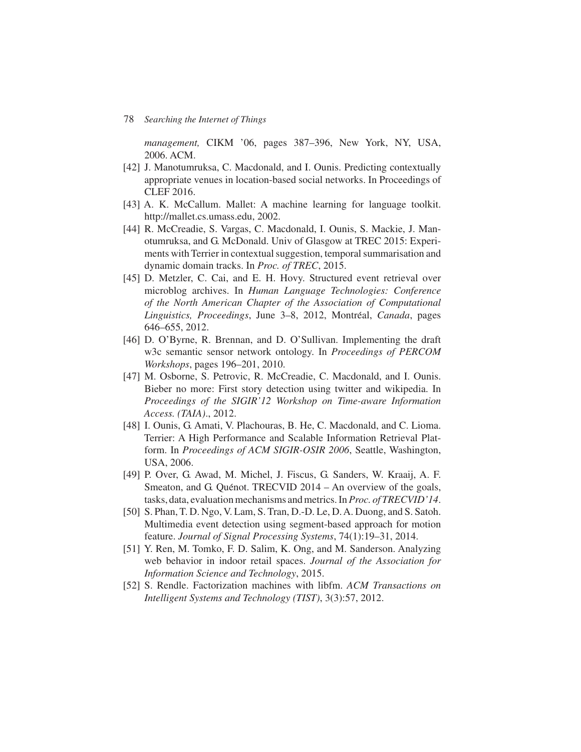*management,* CIKM '06, pages 387–396, New York, NY, USA, 2006. ACM.

[42] J. Manotumruksa, C. Macdonald, and I. Ounis. Predicting contextually appropriate venues in location-based social networks. In Proceedings of CLEF 2016.

[43] A. K. McCallum. Mallet: A machine learning for language toolkit. http://mallet.cs.umass.edu, 2002.

[44] R. McCreadie, S. Vargas, C. Macdonald, I. Ounis, S. Mackie, J. Manotumruksa, and G. McDonald. Univ of Glasgow at TREC 2015: Experiments with Terrier in contextual suggestion, temporal summarisation and dynamic domain tracks. In *Proc. of TREC*, 2015.

[45] D. Metzler, C. Cai, and E. H. Hovy. Structured event retrieval over microblog archives. In *Human Language Technologies: Conference of the North American Chapter of the Association of Computational Linguistics, Proceedings*, June 3–8, 2012, Montréal, *Canada*, pages 646–655, 2012.

[46] D. O'Byrne, R. Brennan, and D. O'Sullivan. Implementing the draft w3c semantic sensor network ontology. In *Proceedings of PERCOM Workshops*, pages 196–201, 2010.

[47] M. Osborne, S. Petrovic, R. McCreadie, C. Macdonald, and I. Ounis. Bieber no more: First story detection using twitter and wikipedia. In *Proceedings of the SIGIR'12 Workshop on Time-aware Information Access. (TAIA)*., 2012.

[48] I. Ounis, G. Amati, V. Plachouras, B. He, C. Macdonald, and C. Lioma. Terrier: A High Performance and Scalable Information Retrieval Platform. In *Proceedings of ACM SIGIR-OSIR 2006*, Seattle, Washington, USA, 2006.

[49] P. Over, G. Awad, M. Michel, J. Fiscus, G. Sanders, W. Kraaij, A. F. Smeaton, and G. Quénot. TRECVID 2014 – An overview of the goals, tasks, data, evaluation mechanisms and metrics. In *Proc. of TRECVID'14*.

[50] S. Phan, T. D. Ngo, V. Lam, S. Tran, D.-D. Le, D. A. Duong, and S. Satoh. Multimedia event detection using segment-based approach for motion feature. *Journal of Signal Processing Systems*, 74(1):19–31, 2014.

[51] Y. Ren, M. Tomko, F. D. Salim, K. Ong, and M. Sanderson. Analyzing web behavior in indoor retail spaces. *Journal of the Association for Information Science and Technology*, 2015.

[52] S. Rendle. Factorization machines with libfm. *ACM Transactions on Intelligent Systems and Technology (TIST)*, 3(3):57, 2012.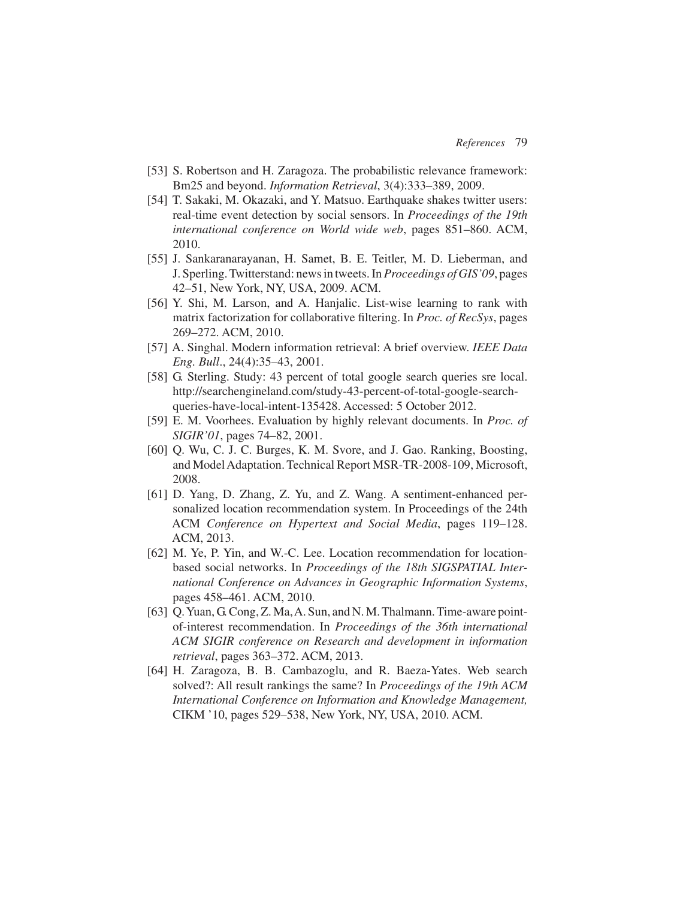[53] S. Robertson and H. Zaragoza. The probabilistic relevance framework: Bm25 and beyond. *Information Retrieval*, 3(4):333–389, 2009.

[54] T. Sakaki, M. Okazaki, and Y. Matsuo. Earthquake shakes twitter users: real-time event detection by social sensors. In *Proceedings of the 19th international conference on World wide web*, pages 851–860. ACM, 2010.

[55] J. Sankaranarayanan, H. Samet, B. E. Teitler, M. D. Lieberman, and J. Sperling. Twitterstand: news in tweets. In *Proceedings of GIS'09*, pages 42–51, New York, NY, USA, 2009. ACM.

[56] Y. Shi, M. Larson, and A. Hanjalic. List-wise learning to rank with matrix factorization for collaborative filtering. In *Proc. of RecSys*, pages 269–272. ACM, 2010.

[57] A. Singhal. Modern information retrieval: A brief overview. *IEEE Data Eng. Bull.*, 24(4):35–43, 2001.

[58] G. Sterling. Study: 43 percent of total google search queries sre local. http://searchengineland.com/study-43-percent-of-total-google-search-queries-have-local-intent-135428. Accessed: 5 October 2012.

[59] E. M. Voorhees. Evaluation by highly relevant documents. In *Proc. of SIGIR'01*, pages 74–82, 2001.

[60] Q. Wu, C. J. C. Burges, K. M. Svore, and J. Gao. Ranking, Boosting, and Model Adaptation. Technical Report MSR-TR-2008-109, Microsoft, 2008.

[61] D. Yang, D. Zhang, Z. Yu, and Z. Wang. A sentiment-enhanced personalized location recommendation system. In Proceedings of the 24th ACM *Conference on Hypertext and Social Media*, pages 119–128. ACM, 2013.

[62] M. Ye, P. Yin, and W.-C. Lee. Location recommendation for location-based social networks. In *Proceedings of the 18th SIGSPATIAL International Conference on Advances in Geographic Information Systems*, pages 458–461. ACM, 2010.

[63] Q. Yuan, G. Cong, Z. Ma, A. Sun, and N. M. Thalmann. Time-aware point-of-interest recommendation. In *Proceedings of the 36th international ACM SIGIR conference on Research and development in information retrieval*, pages 363–372. ACM, 2013.

[64] H. Zaragoza, B. B. Cambazoglu, and R. Baeza-Yates. Web search solved?: All result rankings the same? In *Proceedings of the 19th ACM International Conference on Information and Knowledge Management,* CIKM '10, pages 529–538, New York, NY, USA, 2010. ACM.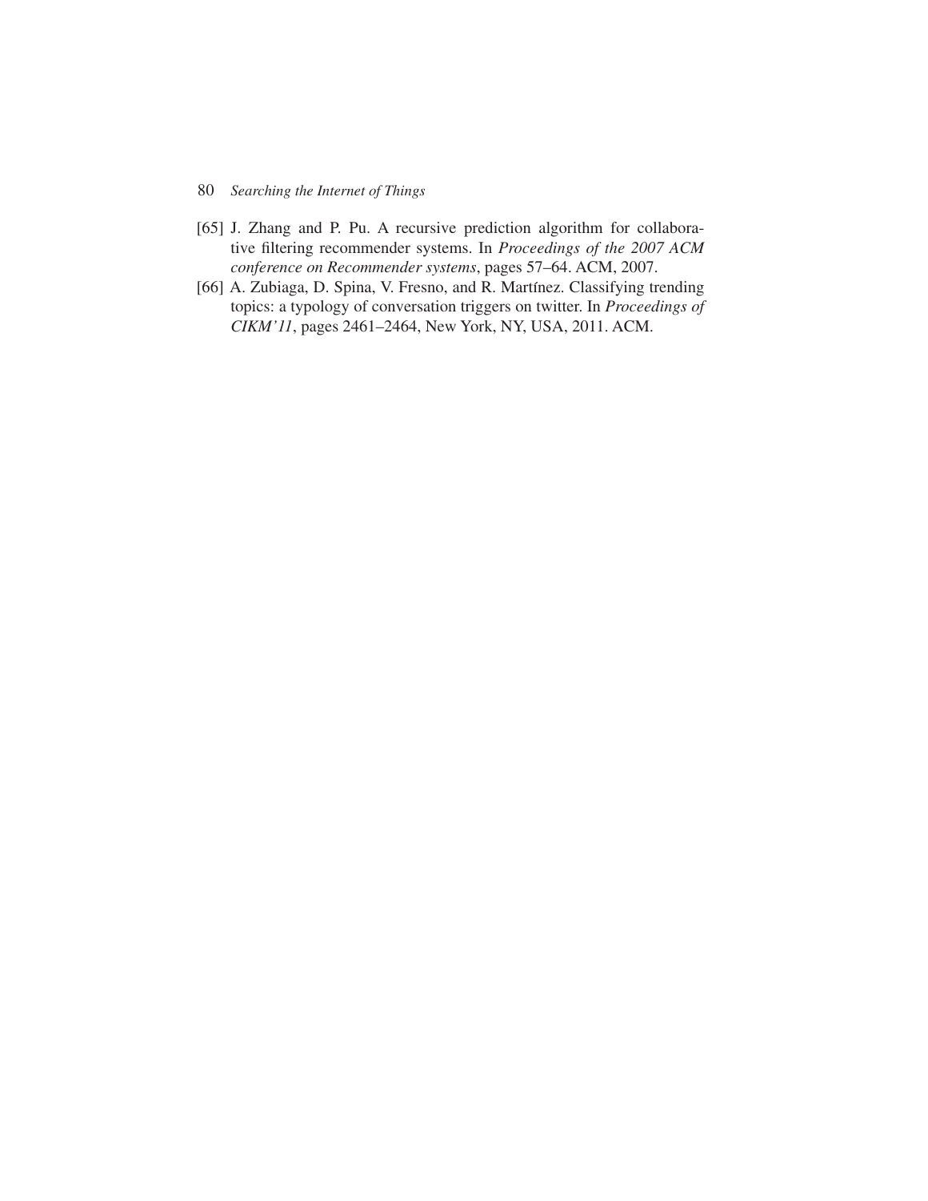[65] J. Zhang and P. Pu. A recursive prediction algorithm for collaborative filtering recommender systems. In *Proceedings of the 2007 ACM conference on Recommender systems*, pages 57–64. ACM, 2007.

[66] A. Zubiaga, D. Spina, V. Fresno, and R. Martínez. Classifying trending topics: a typology of conversation triggers on twitter. In *Proceedings of CIKM'11*, pages 2461–2464, New York, NY, USA, 2011. ACM.